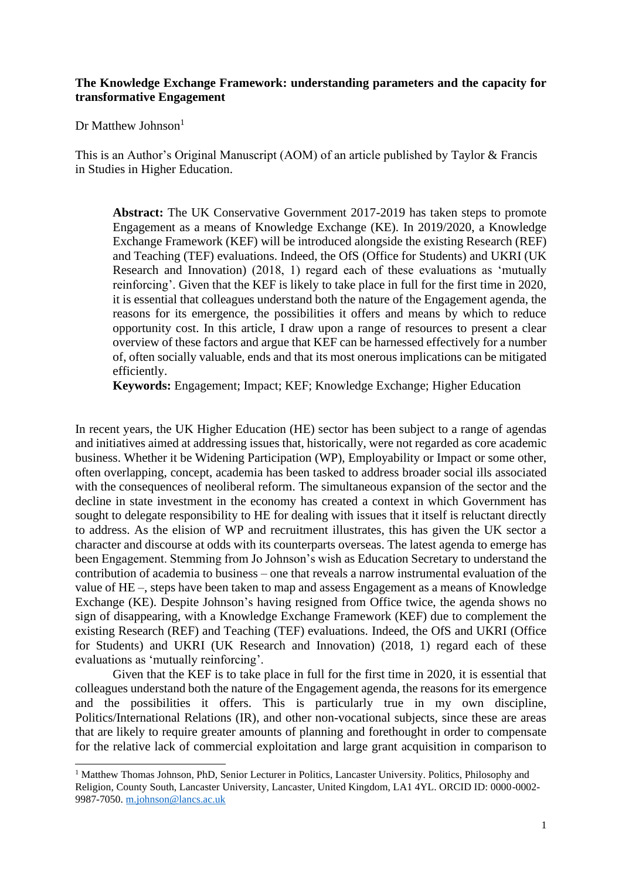**The Knowledge Exchange Framework: understanding parameters and the capacity for transformative Engagement**

Dr Matthew Johnson[1]

This is an Author's Original Manuscript (AOM) of an article published by Taylor & Francis in Studies in Higher Education.

> **Abstract:** The UK Conservative Government 2017-2019 has taken steps to promote Engagement as a means of Knowledge Exchange (KE). In 2019/2020, a Knowledge Exchange Framework (KEF) will be introduced alongside the existing Research (REF) and Teaching (TEF) evaluations. Indeed, the OfS (Office for Students) and UKRI (UK Research and Innovation) (2018, 1) regard each of these evaluations as 'mutually reinforcing'. Given that the KEF is likely to take place in full for the first time in 2020, it is essential that colleagues understand both the nature of the Engagement agenda, the reasons for its emergence, the possibilities it offers and means by which to reduce opportunity cost. In this article, I draw upon a range of resources to present a clear overview of these factors and argue that KEF can be harnessed effectively for a number of, often socially valuable, ends and that its most onerous implications can be mitigated efficiently.
>
> **Keywords:** Engagement; Impact; KEF; Knowledge Exchange; Higher Education

In recent years, the UK Higher Education (HE) sector has been subject to a range of agendas and initiatives aimed at addressing issues that, historically, were not regarded as core academic business. Whether it be Widening Participation (WP), Employability or Impact or some other, often overlapping, concept, academia has been tasked to address broader social ills associated with the consequences of neoliberal reform. The simultaneous expansion of the sector and the decline in state investment in the economy has created a context in which Government has sought to delegate responsibility to HE for dealing with issues that it itself is reluctant directly to address. As the elision of WP and recruitment illustrates, this has given the UK sector a character and discourse at odds with its counterparts overseas. The latest agenda to emerge has been Engagement. Stemming from Jo Johnson's wish as Education Secretary to understand the contribution of academia to business – one that reveals a narrow instrumental evaluation of the value of HE –, steps have been taken to map and assess Engagement as a means of Knowledge Exchange (KE). Despite Johnson's having resigned from Office twice, the agenda shows no sign of disappearing, with a Knowledge Exchange Framework (KEF) due to complement the existing Research (REF) and Teaching (TEF) evaluations. Indeed, the OfS and UKRI (Office for Students) and UKRI (UK Research and Innovation) (2018, 1) regard each of these evaluations as 'mutually reinforcing'.

Given that the KEF is to take place in full for the first time in 2020, it is essential that colleagues understand both the nature of the Engagement agenda, the reasons for its emergence and the possibilities it offers. This is particularly true in my own discipline, Politics/International Relations (IR), and other non-vocational subjects, since these are areas that are likely to require greater amounts of planning and forethought in order to compensate for the relative lack of commercial exploitation and large grant acquisition in comparison to

---

[1] Matthew Thomas Johnson, PhD, Senior Lecturer in Politics, Lancaster University. Politics, Philosophy and Religion, County South, Lancaster University, Lancaster, United Kingdom, LA1 4YL. ORCID ID: 0000-0002-9987-7050. m.johnson@lancs.ac.uk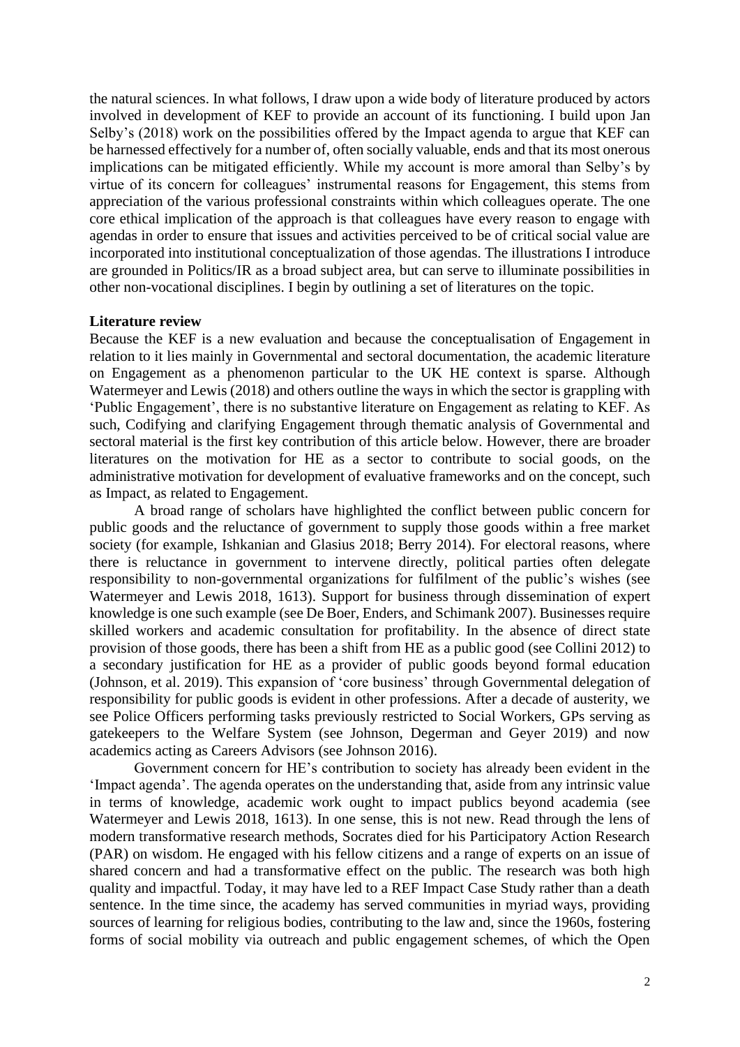the natural sciences. In what follows, I draw upon a wide body of literature produced by actors involved in development of KEF to provide an account of its functioning. I build upon Jan Selby's (2018) work on the possibilities offered by the Impact agenda to argue that KEF can be harnessed effectively for a number of, often socially valuable, ends and that its most onerous implications can be mitigated efficiently. While my account is more amoral than Selby's by virtue of its concern for colleagues' instrumental reasons for Engagement, this stems from appreciation of the various professional constraints within which colleagues operate. The one core ethical implication of the approach is that colleagues have every reason to engage with agendas in order to ensure that issues and activities perceived to be of critical social value are incorporated into institutional conceptualization of those agendas. The illustrations I introduce are grounded in Politics/IR as a broad subject area, but can serve to illuminate possibilities in other non-vocational disciplines. I begin by outlining a set of literatures on the topic.

**Literature review**

Because the KEF is a new evaluation and because the conceptualisation of Engagement in relation to it lies mainly in Governmental and sectoral documentation, the academic literature on Engagement as a phenomenon particular to the UK HE context is sparse. Although Watermeyer and Lewis (2018) and others outline the ways in which the sector is grappling with 'Public Engagement', there is no substantive literature on Engagement as relating to KEF. As such, Codifying and clarifying Engagement through thematic analysis of Governmental and sectoral material is the first key contribution of this article below. However, there are broader literatures on the motivation for HE as a sector to contribute to social goods, on the administrative motivation for development of evaluative frameworks and on the concept, such as Impact, as related to Engagement.

A broad range of scholars have highlighted the conflict between public concern for public goods and the reluctance of government to supply those goods within a free market society (for example, Ishkanian and Glasius 2018; Berry 2014). For electoral reasons, where there is reluctance in government to intervene directly, political parties often delegate responsibility to non-governmental organizations for fulfilment of the public's wishes (see Watermeyer and Lewis 2018, 1613). Support for business through dissemination of expert knowledge is one such example (see De Boer, Enders, and Schimank 2007). Businesses require skilled workers and academic consultation for profitability. In the absence of direct state provision of those goods, there has been a shift from HE as a public good (see Collini 2012) to a secondary justification for HE as a provider of public goods beyond formal education (Johnson, et al. 2019). This expansion of 'core business' through Governmental delegation of responsibility for public goods is evident in other professions. After a decade of austerity, we see Police Officers performing tasks previously restricted to Social Workers, GPs serving as gatekeepers to the Welfare System (see Johnson, Degerman and Geyer 2019) and now academics acting as Careers Advisors (see Johnson 2016).

Government concern for HE's contribution to society has already been evident in the 'Impact agenda'. The agenda operates on the understanding that, aside from any intrinsic value in terms of knowledge, academic work ought to impact publics beyond academia (see Watermeyer and Lewis 2018, 1613). In one sense, this is not new. Read through the lens of modern transformative research methods, Socrates died for his Participatory Action Research (PAR) on wisdom. He engaged with his fellow citizens and a range of experts on an issue of shared concern and had a transformative effect on the public. The research was both high quality and impactful. Today, it may have led to a REF Impact Case Study rather than a death sentence. In the time since, the academy has served communities in myriad ways, providing sources of learning for religious bodies, contributing to the law and, since the 1960s, fostering forms of social mobility via outreach and public engagement schemes, of which the Open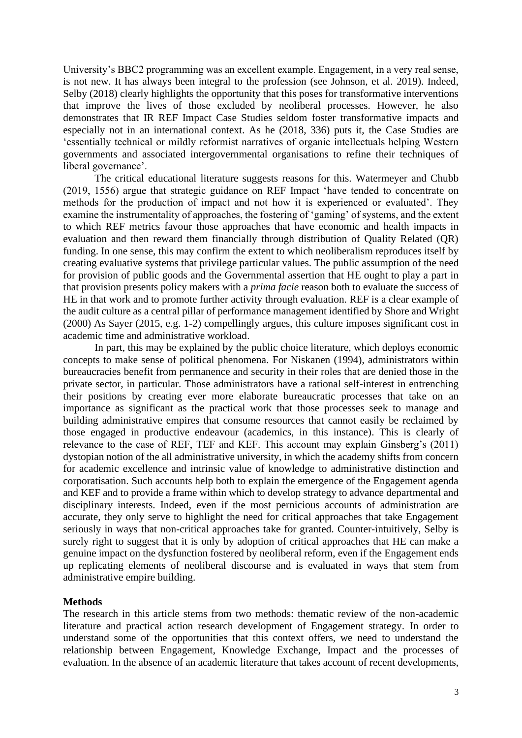University's BBC2 programming was an excellent example. Engagement, in a very real sense, is not new. It has always been integral to the profession (see Johnson, et al. 2019). Indeed, Selby (2018) clearly highlights the opportunity that this poses for transformative interventions that improve the lives of those excluded by neoliberal processes. However, he also demonstrates that IR REF Impact Case Studies seldom foster transformative impacts and especially not in an international context. As he (2018, 336) puts it, the Case Studies are 'essentially technical or mildly reformist narratives of organic intellectuals helping Western governments and associated intergovernmental organisations to refine their techniques of liberal governance'.

The critical educational literature suggests reasons for this. Watermeyer and Chubb (2019, 1556) argue that strategic guidance on REF Impact 'have tended to concentrate on methods for the production of impact and not how it is experienced or evaluated'. They examine the instrumentality of approaches, the fostering of 'gaming' of systems, and the extent to which REF metrics favour those approaches that have economic and health impacts in evaluation and then reward them financially through distribution of Quality Related (QR) funding. In one sense, this may confirm the extent to which neoliberalism reproduces itself by creating evaluative systems that privilege particular values. The public assumption of the need for provision of public goods and the Governmental assertion that HE ought to play a part in that provision presents policy makers with a *prima facie* reason both to evaluate the success of HE in that work and to promote further activity through evaluation. REF is a clear example of the audit culture as a central pillar of performance management identified by Shore and Wright (2000) As Sayer (2015, e.g. 1-2) compellingly argues, this culture imposes significant cost in academic time and administrative workload.

In part, this may be explained by the public choice literature, which deploys economic concepts to make sense of political phenomena. For Niskanen (1994), administrators within bureaucracies benefit from permanence and security in their roles that are denied those in the private sector, in particular. Those administrators have a rational self-interest in entrenching their positions by creating ever more elaborate bureaucratic processes that take on an importance as significant as the practical work that those processes seek to manage and building administrative empires that consume resources that cannot easily be reclaimed by those engaged in productive endeavour (academics, in this instance). This is clearly of relevance to the case of REF, TEF and KEF. This account may explain Ginsberg's (2011) dystopian notion of the all administrative university, in which the academy shifts from concern for academic excellence and intrinsic value of knowledge to administrative distinction and corporatisation. Such accounts help both to explain the emergence of the Engagement agenda and KEF and to provide a frame within which to develop strategy to advance departmental and disciplinary interests. Indeed, even if the most pernicious accounts of administration are accurate, they only serve to highlight the need for critical approaches that take Engagement seriously in ways that non-critical approaches take for granted. Counter-intuitively, Selby is surely right to suggest that it is only by adoption of critical approaches that HE can make a genuine impact on the dysfunction fostered by neoliberal reform, even if the Engagement ends up replicating elements of neoliberal discourse and is evaluated in ways that stem from administrative empire building.

## Methods

The research in this article stems from two methods: thematic review of the non-academic literature and practical action research development of Engagement strategy. In order to understand some of the opportunities that this context offers, we need to understand the relationship between Engagement, Knowledge Exchange, Impact and the processes of evaluation. In the absence of an academic literature that takes account of recent developments,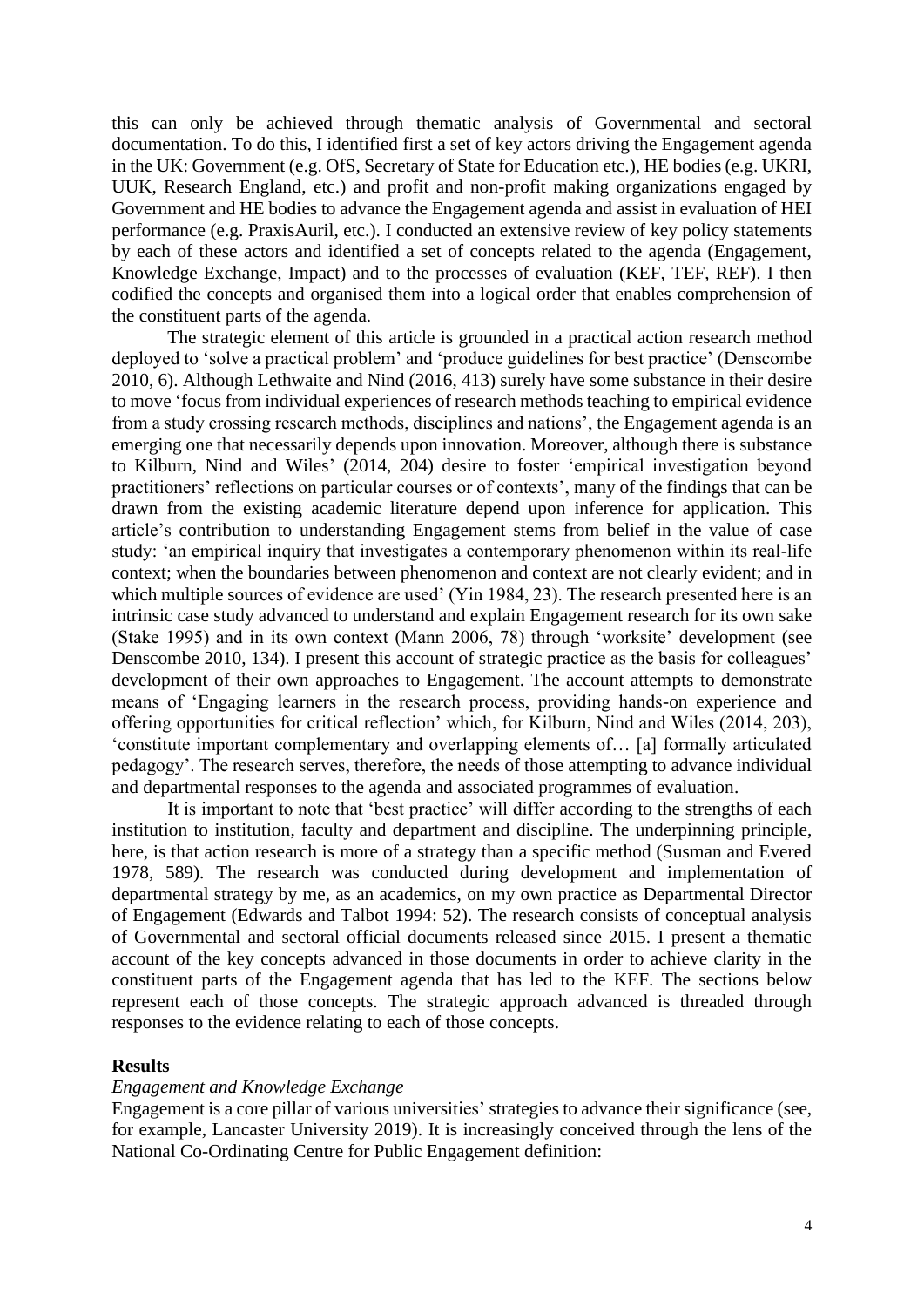this can only be achieved through thematic analysis of Governmental and sectoral documentation. To do this, I identified first a set of key actors driving the Engagement agenda in the UK: Government (e.g. OfS, Secretary of State for Education etc.), HE bodies (e.g. UKRI, UUK, Research England, etc.) and profit and non-profit making organizations engaged by Government and HE bodies to advance the Engagement agenda and assist in evaluation of HEI performance (e.g. PraxisAuril, etc.). I conducted an extensive review of key policy statements by each of these actors and identified a set of concepts related to the agenda (Engagement, Knowledge Exchange, Impact) and to the processes of evaluation (KEF, TEF, REF). I then codified the concepts and organised them into a logical order that enables comprehension of the constituent parts of the agenda.

The strategic element of this article is grounded in a practical action research method deployed to 'solve a practical problem' and 'produce guidelines for best practice' (Denscombe 2010, 6). Although Lethwaite and Nind (2016, 413) surely have some substance in their desire to move 'focus from individual experiences of research methods teaching to empirical evidence from a study crossing research methods, disciplines and nations', the Engagement agenda is an emerging one that necessarily depends upon innovation. Moreover, although there is substance to Kilburn, Nind and Wiles' (2014, 204) desire to foster 'empirical investigation beyond practitioners' reflections on particular courses or of contexts', many of the findings that can be drawn from the existing academic literature depend upon inference for application. This article's contribution to understanding Engagement stems from belief in the value of case study: 'an empirical inquiry that investigates a contemporary phenomenon within its real-life context; when the boundaries between phenomenon and context are not clearly evident; and in which multiple sources of evidence are used' (Yin 1984, 23). The research presented here is an intrinsic case study advanced to understand and explain Engagement research for its own sake (Stake 1995) and in its own context (Mann 2006, 78) through 'worksite' development (see Denscombe 2010, 134). I present this account of strategic practice as the basis for colleagues' development of their own approaches to Engagement. The account attempts to demonstrate means of 'Engaging learners in the research process, providing hands-on experience and offering opportunities for critical reflection' which, for Kilburn, Nind and Wiles (2014, 203), 'constitute important complementary and overlapping elements of… [a] formally articulated pedagogy'. The research serves, therefore, the needs of those attempting to advance individual and departmental responses to the agenda and associated programmes of evaluation.

It is important to note that 'best practice' will differ according to the strengths of each institution to institution, faculty and department and discipline. The underpinning principle, here, is that action research is more of a strategy than a specific method (Susman and Evered 1978, 589). The research was conducted during development and implementation of departmental strategy by me, as an academics, on my own practice as Departmental Director of Engagement (Edwards and Talbot 1994: 52). The research consists of conceptual analysis of Governmental and sectoral official documents released since 2015. I present a thematic account of the key concepts advanced in those documents in order to achieve clarity in the constituent parts of the Engagement agenda that has led to the KEF. The sections below represent each of those concepts. The strategic approach advanced is threaded through responses to the evidence relating to each of those concepts.

## Results

### *Engagement and Knowledge Exchange*

Engagement is a core pillar of various universities' strategies to advance their significance (see, for example, Lancaster University 2019). It is increasingly conceived through the lens of the National Co-Ordinating Centre for Public Engagement definition: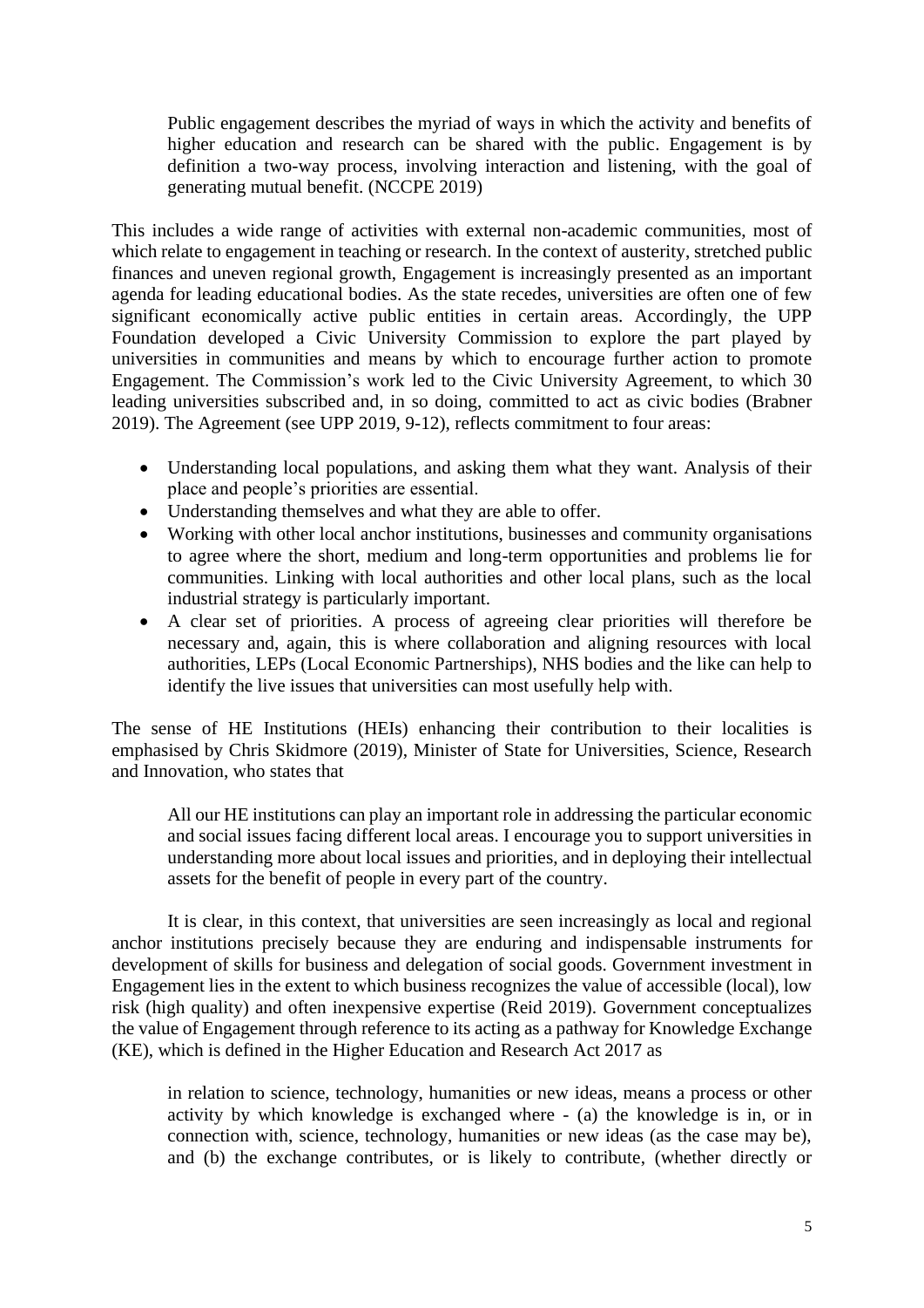> Public engagement describes the myriad of ways in which the activity and benefits of higher education and research can be shared with the public. Engagement is by definition a two-way process, involving interaction and listening, with the goal of generating mutual benefit. (NCCPE 2019)

This includes a wide range of activities with external non-academic communities, most of which relate to engagement in teaching or research. In the context of austerity, stretched public finances and uneven regional growth, Engagement is increasingly presented as an important agenda for leading educational bodies. As the state recedes, universities are often one of few significant economically active public entities in certain areas. Accordingly, the UPP Foundation developed a Civic University Commission to explore the part played by universities in communities and means by which to encourage further action to promote Engagement. The Commission's work led to the Civic University Agreement, to which 30 leading universities subscribed and, in so doing, committed to act as civic bodies (Brabner 2019). The Agreement (see UPP 2019, 9-12), reflects commitment to four areas:

- Understanding local populations, and asking them what they want. Analysis of their place and people's priorities are essential.
- Understanding themselves and what they are able to offer.
- Working with other local anchor institutions, businesses and community organisations to agree where the short, medium and long-term opportunities and problems lie for communities. Linking with local authorities and other local plans, such as the local industrial strategy is particularly important.
- A clear set of priorities. A process of agreeing clear priorities will therefore be necessary and, again, this is where collaboration and aligning resources with local authorities, LEPs (Local Economic Partnerships), NHS bodies and the like can help to identify the live issues that universities can most usefully help with.

The sense of HE Institutions (HEIs) enhancing their contribution to their localities is emphasised by Chris Skidmore (2019), Minister of State for Universities, Science, Research and Innovation, who states that

> All our HE institutions can play an important role in addressing the particular economic and social issues facing different local areas. I encourage you to support universities in understanding more about local issues and priorities, and in deploying their intellectual assets for the benefit of people in every part of the country.

It is clear, in this context, that universities are seen increasingly as local and regional anchor institutions precisely because they are enduring and indispensable instruments for development of skills for business and delegation of social goods. Government investment in Engagement lies in the extent to which business recognizes the value of accessible (local), low risk (high quality) and often inexpensive expertise (Reid 2019). Government conceptualizes the value of Engagement through reference to its acting as a pathway for Knowledge Exchange (KE), which is defined in the Higher Education and Research Act 2017 as

> in relation to science, technology, humanities or new ideas, means a process or other activity by which knowledge is exchanged where - (a) the knowledge is in, or in connection with, science, technology, humanities or new ideas (as the case may be), and (b) the exchange contributes, or is likely to contribute, (whether directly or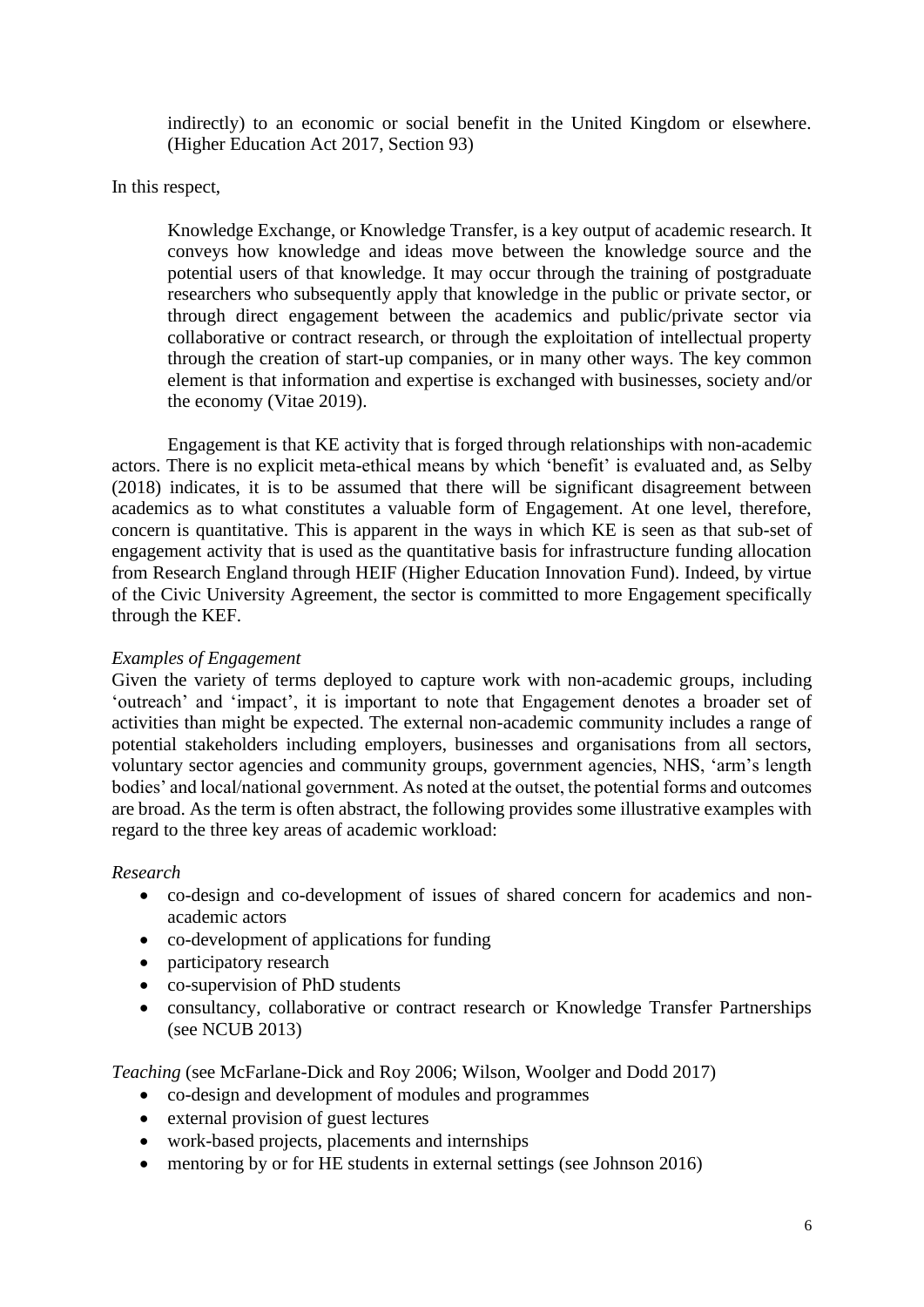indirectly) to an economic or social benefit in the United Kingdom or elsewhere. (Higher Education Act 2017, Section 93)

In this respect,

> Knowledge Exchange, or Knowledge Transfer, is a key output of academic research. It conveys how knowledge and ideas move between the knowledge source and the potential users of that knowledge. It may occur through the training of postgraduate researchers who subsequently apply that knowledge in the public or private sector, or through direct engagement between the academics and public/private sector via collaborative or contract research, or through the exploitation of intellectual property through the creation of start-up companies, or in many other ways. The key common element is that information and expertise is exchanged with businesses, society and/or the economy (Vitae 2019).

Engagement is that KE activity that is forged through relationships with non-academic actors. There is no explicit meta-ethical means by which 'benefit' is evaluated and, as Selby (2018) indicates, it is to be assumed that there will be significant disagreement between academics as to what constitutes a valuable form of Engagement. At one level, therefore, concern is quantitative. This is apparent in the ways in which KE is seen as that sub-set of engagement activity that is used as the quantitative basis for infrastructure funding allocation from Research England through HEIF (Higher Education Innovation Fund). Indeed, by virtue of the Civic University Agreement, the sector is committed to more Engagement specifically through the KEF.

*Examples of Engagement*

Given the variety of terms deployed to capture work with non-academic groups, including 'outreach' and 'impact', it is important to note that Engagement denotes a broader set of activities than might be expected. The external non-academic community includes a range of potential stakeholders including employers, businesses and organisations from all sectors, voluntary sector agencies and community groups, government agencies, NHS, 'arm's length bodies' and local/national government. As noted at the outset, the potential forms and outcomes are broad. As the term is often abstract, the following provides some illustrative examples with regard to the three key areas of academic workload:

*Research*

- co-design and co-development of issues of shared concern for academics and non-academic actors
- co-development of applications for funding
- participatory research
- co-supervision of PhD students
- consultancy, collaborative or contract research or Knowledge Transfer Partnerships (see NCUB 2013)

*Teaching* (see McFarlane-Dick and Roy 2006; Wilson, Woolger and Dodd 2017)

- co-design and development of modules and programmes
- external provision of guest lectures
- work-based projects, placements and internships
- mentoring by or for HE students in external settings (see Johnson 2016)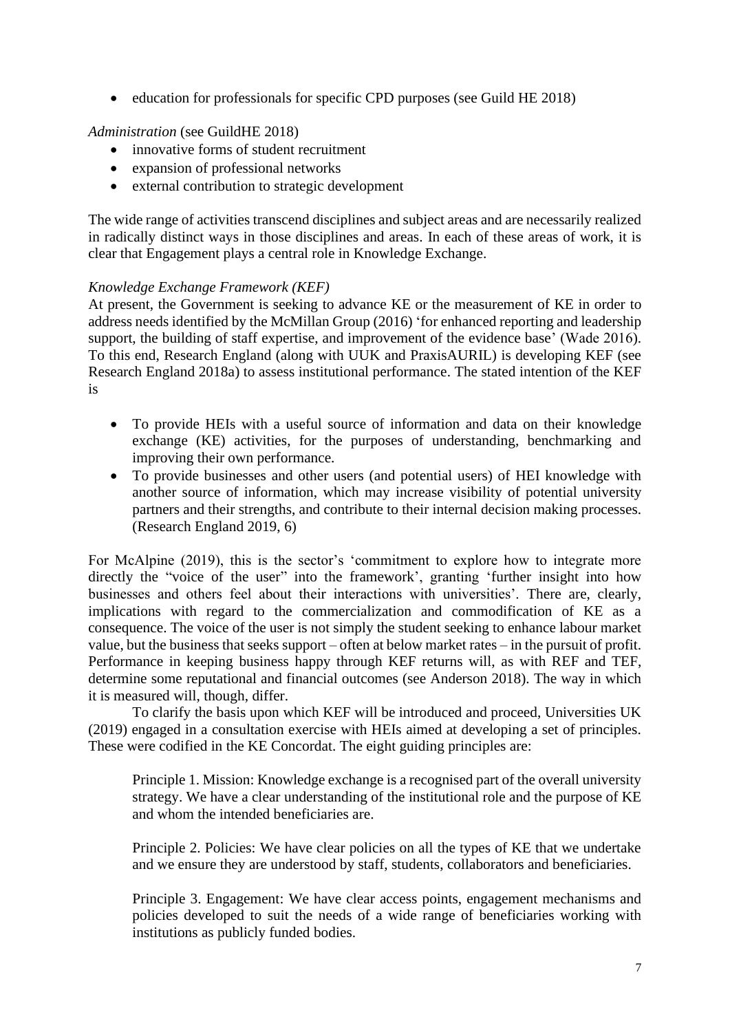- education for professionals for specific CPD purposes (see Guild HE 2018)

*Administration* (see GuildHE 2018)

- innovative forms of student recruitment
- expansion of professional networks
- external contribution to strategic development

The wide range of activities transcend disciplines and subject areas and are necessarily realized in radically distinct ways in those disciplines and areas. In each of these areas of work, it is clear that Engagement plays a central role in Knowledge Exchange.

*Knowledge Exchange Framework (KEF)*

At present, the Government is seeking to advance KE or the measurement of KE in order to address needs identified by the McMillan Group (2016) 'for enhanced reporting and leadership support, the building of staff expertise, and improvement of the evidence base' (Wade 2016). To this end, Research England (along with UUK and PraxisAURIL) is developing KEF (see Research England 2018a) to assess institutional performance. The stated intention of the KEF is

> - To provide HEIs with a useful source of information and data on their knowledge exchange (KE) activities, for the purposes of understanding, benchmarking and improving their own performance.
> - To provide businesses and other users (and potential users) of HEI knowledge with another source of information, which may increase visibility of potential university partners and their strengths, and contribute to their internal decision making processes. (Research England 2019, 6)

For McAlpine (2019), this is the sector's 'commitment to explore how to integrate more directly the "voice of the user" into the framework', granting 'further insight into how businesses and others feel about their interactions with universities'. There are, clearly, implications with regard to the commercialization and commodification of KE as a consequence. The voice of the user is not simply the student seeking to enhance labour market value, but the business that seeks support – often at below market rates – in the pursuit of profit. Performance in keeping business happy through KEF returns will, as with REF and TEF, determine some reputational and financial outcomes (see Anderson 2018). The way in which it is measured will, though, differ.

To clarify the basis upon which KEF will be introduced and proceed, Universities UK (2019) engaged in a consultation exercise with HEIs aimed at developing a set of principles. These were codified in the KE Concordat. The eight guiding principles are:

> Principle 1. Mission: Knowledge exchange is a recognised part of the overall university strategy. We have a clear understanding of the institutional role and the purpose of KE and whom the intended beneficiaries are.
>
> Principle 2. Policies: We have clear policies on all the types of KE that we undertake and we ensure they are understood by staff, students, collaborators and beneficiaries.
>
> Principle 3. Engagement: We have clear access points, engagement mechanisms and policies developed to suit the needs of a wide range of beneficiaries working with institutions as publicly funded bodies.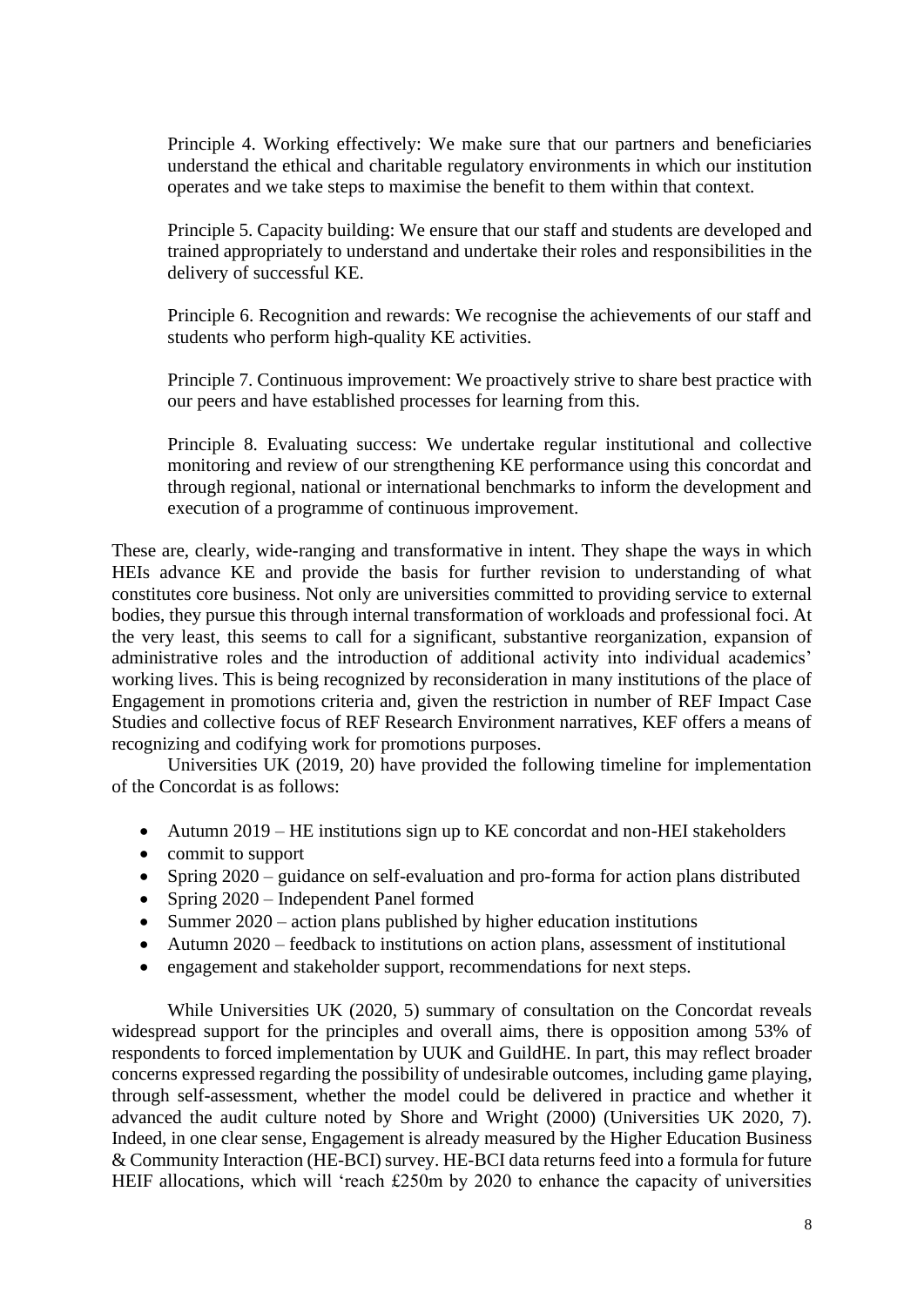> Principle 4. Working effectively: We make sure that our partners and beneficiaries understand the ethical and charitable regulatory environments in which our institution operates and we take steps to maximise the benefit to them within that context.
>
> Principle 5. Capacity building: We ensure that our staff and students are developed and trained appropriately to understand and undertake their roles and responsibilities in the delivery of successful KE.
>
> Principle 6. Recognition and rewards: We recognise the achievements of our staff and students who perform high-quality KE activities.
>
> Principle 7. Continuous improvement: We proactively strive to share best practice with our peers and have established processes for learning from this.
>
> Principle 8. Evaluating success: We undertake regular institutional and collective monitoring and review of our strengthening KE performance using this concordat and through regional, national or international benchmarks to inform the development and execution of a programme of continuous improvement.

These are, clearly, wide-ranging and transformative in intent. They shape the ways in which HEIs advance KE and provide the basis for further revision to understanding of what constitutes core business. Not only are universities committed to providing service to external bodies, they pursue this through internal transformation of workloads and professional foci. At the very least, this seems to call for a significant, substantive reorganization, expansion of administrative roles and the introduction of additional activity into individual academics' working lives. This is being recognized by reconsideration in many institutions of the place of Engagement in promotions criteria and, given the restriction in number of REF Impact Case Studies and collective focus of REF Research Environment narratives, KEF offers a means of recognizing and codifying work for promotions purposes.

Universities UK (2019, 20) have provided the following timeline for implementation of the Concordat is as follows:

- Autumn 2019 – HE institutions sign up to KE concordat and non-HEI stakeholders
- commit to support
- Spring 2020 – guidance on self-evaluation and pro-forma for action plans distributed
- Spring 2020 – Independent Panel formed
- Summer 2020 – action plans published by higher education institutions
- Autumn 2020 – feedback to institutions on action plans, assessment of institutional
- engagement and stakeholder support, recommendations for next steps.

While Universities UK (2020, 5) summary of consultation on the Concordat reveals widespread support for the principles and overall aims, there is opposition among 53% of respondents to forced implementation by UUK and GuildHE. In part, this may reflect broader concerns expressed regarding the possibility of undesirable outcomes, including game playing, through self-assessment, whether the model could be delivered in practice and whether it advanced the audit culture noted by Shore and Wright (2000) (Universities UK 2020, 7). Indeed, in one clear sense, Engagement is already measured by the Higher Education Business & Community Interaction (HE-BCI) survey. HE-BCI data returns feed into a formula for future HEIF allocations, which will 'reach £250m by 2020 to enhance the capacity of universities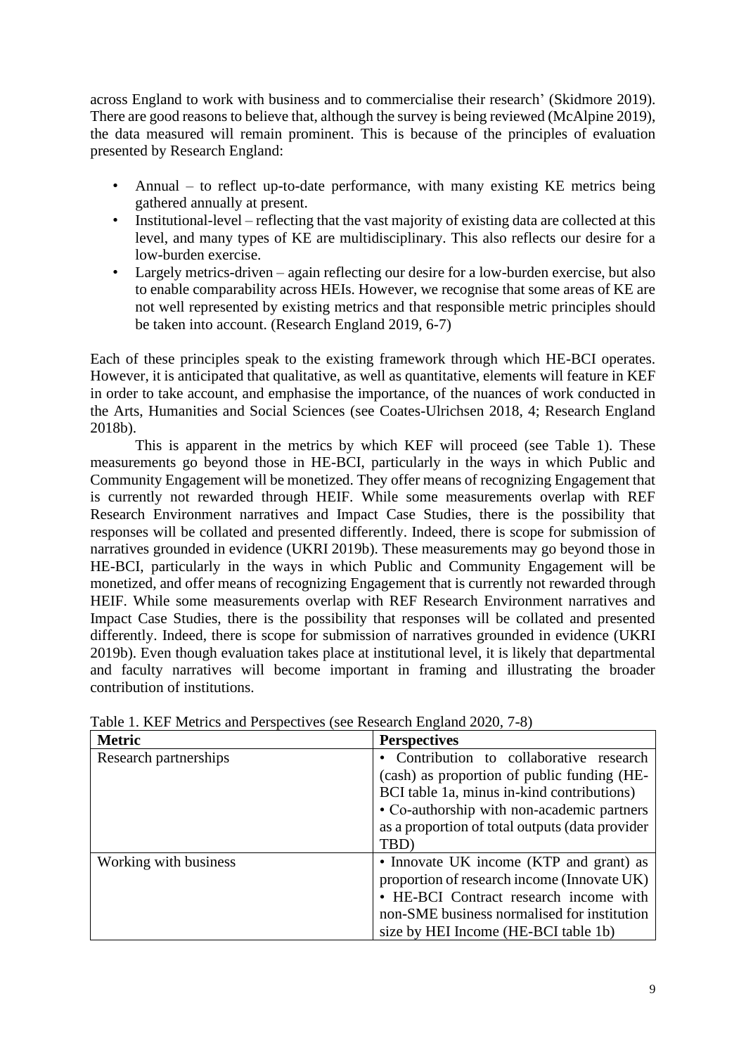across England to work with business and to commercialise their research' (Skidmore 2019). There are good reasons to believe that, although the survey is being reviewed (McAlpine 2019), the data measured will remain prominent. This is because of the principles of evaluation presented by Research England:

- Annual – to reflect up-to-date performance, with many existing KE metrics being gathered annually at present.
- Institutional-level – reflecting that the vast majority of existing data are collected at this level, and many types of KE are multidisciplinary. This also reflects our desire for a low-burden exercise.
- Largely metrics-driven – again reflecting our desire for a low-burden exercise, but also to enable comparability across HEIs. However, we recognise that some areas of KE are not well represented by existing metrics and that responsible metric principles should be taken into account. (Research England 2019, 6-7)

Each of these principles speak to the existing framework through which HE-BCI operates. However, it is anticipated that qualitative, as well as quantitative, elements will feature in KEF in order to take account, and emphasise the importance, of the nuances of work conducted in the Arts, Humanities and Social Sciences (see Coates-Ulrichsen 2018, 4; Research England 2018b).

This is apparent in the metrics by which KEF will proceed (see Table 1). These measurements go beyond those in HE-BCI, particularly in the ways in which Public and Community Engagement will be monetized. They offer means of recognizing Engagement that is currently not rewarded through HEIF. While some measurements overlap with REF Research Environment narratives and Impact Case Studies, there is the possibility that responses will be collated and presented differently. Indeed, there is scope for submission of narratives grounded in evidence (UKRI 2019b). These measurements may go beyond those in HE-BCI, particularly in the ways in which Public and Community Engagement will be monetized, and offer means of recognizing Engagement that is currently not rewarded through HEIF. While some measurements overlap with REF Research Environment narratives and Impact Case Studies, there is the possibility that responses will be collated and presented differently. Indeed, there is scope for submission of narratives grounded in evidence (UKRI 2019b). Even though evaluation takes place at institutional level, it is likely that departmental and faculty narratives will become important in framing and illustrating the broader contribution of institutions.

Table 1. KEF Metrics and Perspectives (see Research England 2020, 7-8)

| Metric | Perspectives |
|---|---|
| Research partnerships | • Contribution to collaborative research (cash) as proportion of public funding (HE-BCI table 1a, minus in-kind contributions)<br>• Co-authorship with non-academic partners as a proportion of total outputs (data provider TBD) |
| Working with business | • Innovate UK income (KTP and grant) as proportion of research income (Innovate UK)<br>• HE-BCI Contract research income with non-SME business normalised for institution size by HEI Income (HE-BCI table 1b) |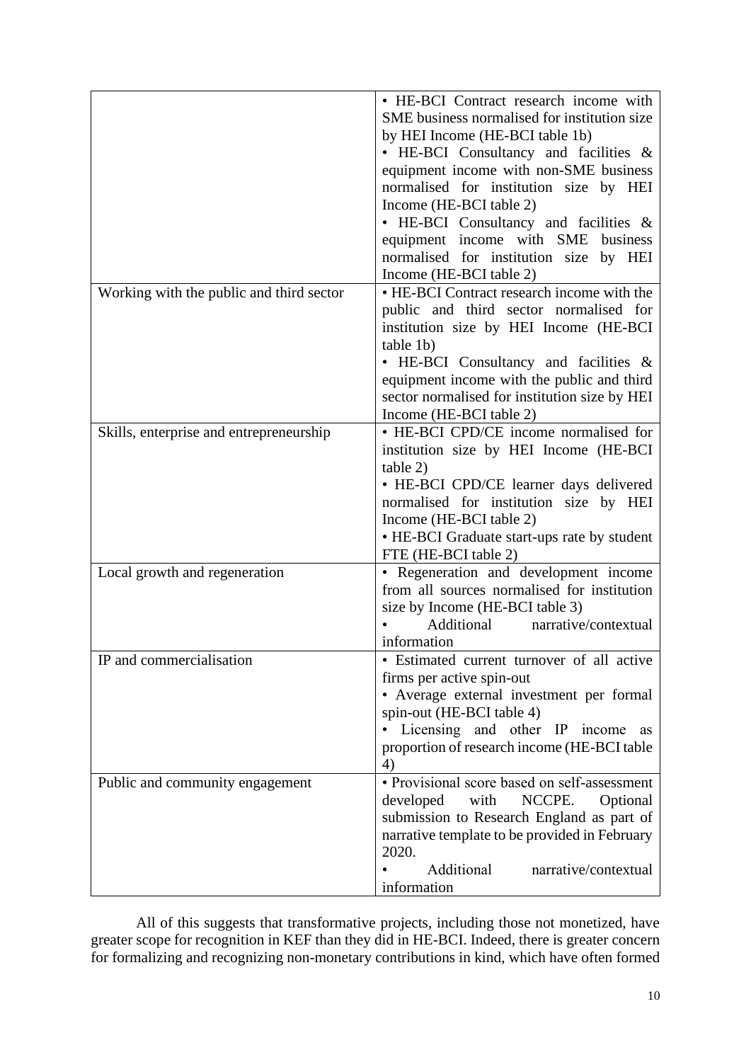| | |
|---|---|
| | • HE-BCI Contract research income with SME business normalised for institution size by HEI Income (HE-BCI table 1b)<br>• HE-BCI Consultancy and facilities & equipment income with non-SME business normalised for institution size by HEI Income (HE-BCI table 2)<br>• HE-BCI Consultancy and facilities & equipment income with SME business normalised for institution size by HEI Income (HE-BCI table 2) |
| Working with the public and third sector | • HE-BCI Contract research income with the public and third sector normalised for institution size by HEI Income (HE-BCI table 1b)<br>• HE-BCI Consultancy and facilities & equipment income with the public and third sector normalised for institution size by HEI Income (HE-BCI table 2) |
| Skills, enterprise and entrepreneurship | • HE-BCI CPD/CE income normalised for institution size by HEI Income (HE-BCI table 2)<br>• HE-BCI CPD/CE learner days delivered normalised for institution size by HEI Income (HE-BCI table 2)<br>• HE-BCI Graduate start-ups rate by student FTE (HE-BCI table 2) |
| Local growth and regeneration | • Regeneration and development income from all sources normalised for institution size by Income (HE-BCI table 3)<br>• Additional narrative/contextual information |
| IP and commercialisation | • Estimated current turnover of all active firms per active spin-out<br>• Average external investment per formal spin-out (HE-BCI table 4)<br>• Licensing and other IP income as proportion of research income (HE-BCI table 4) |
| Public and community engagement | • Provisional score based on self-assessment developed with NCCPE. Optional submission to Research England as part of narrative template to be provided in February 2020.<br>• Additional narrative/contextual information |

All of this suggests that transformative projects, including those not monetized, have greater scope for recognition in KEF than they did in HE-BCI. Indeed, there is greater concern for formalizing and recognizing non-monetary contributions in kind, which have often formed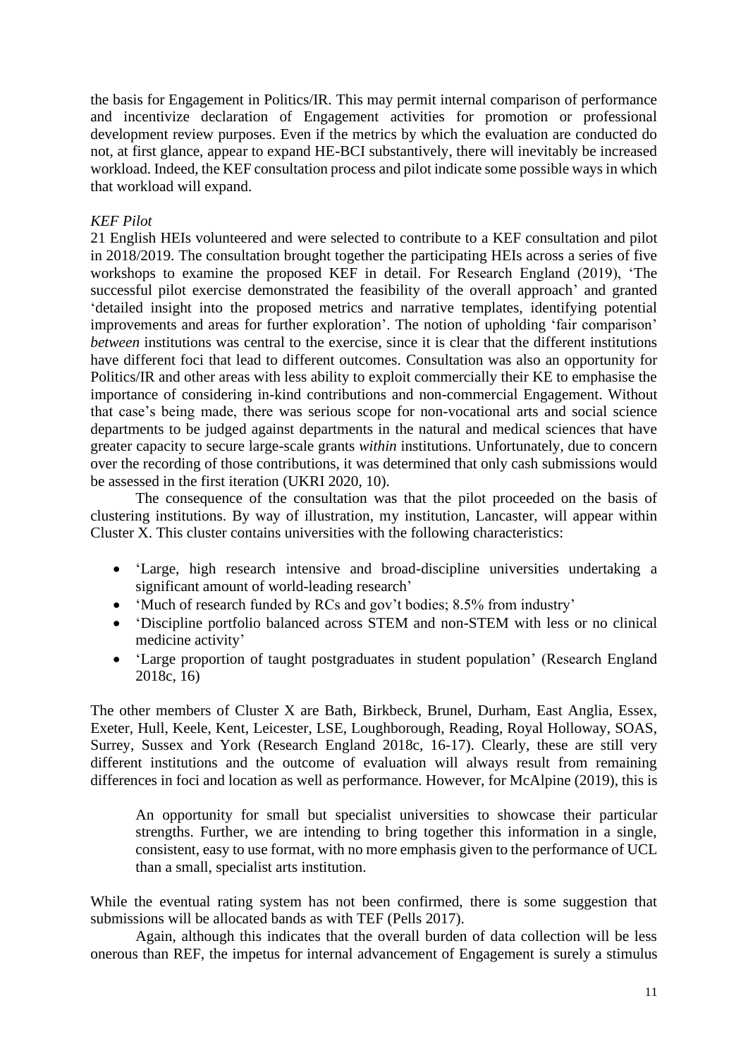the basis for Engagement in Politics/IR. This may permit internal comparison of performance and incentivize declaration of Engagement activities for promotion or professional development review purposes. Even if the metrics by which the evaluation are conducted do not, at first glance, appear to expand HE-BCI substantively, there will inevitably be increased workload. Indeed, the KEF consultation process and pilot indicate some possible ways in which that workload will expand.

*KEF Pilot*

21 English HEIs volunteered and were selected to contribute to a KEF consultation and pilot in 2018/2019. The consultation brought together the participating HEIs across a series of five workshops to examine the proposed KEF in detail. For Research England (2019), 'The successful pilot exercise demonstrated the feasibility of the overall approach' and granted 'detailed insight into the proposed metrics and narrative templates, identifying potential improvements and areas for further exploration'. The notion of upholding 'fair comparison' *between* institutions was central to the exercise, since it is clear that the different institutions have different foci that lead to different outcomes. Consultation was also an opportunity for Politics/IR and other areas with less ability to exploit commercially their KE to emphasise the importance of considering in-kind contributions and non-commercial Engagement. Without that case's being made, there was serious scope for non-vocational arts and social science departments to be judged against departments in the natural and medical sciences that have greater capacity to secure large-scale grants *within* institutions. Unfortunately, due to concern over the recording of those contributions, it was determined that only cash submissions would be assessed in the first iteration (UKRI 2020, 10).

The consequence of the consultation was that the pilot proceeded on the basis of clustering institutions. By way of illustration, my institution, Lancaster, will appear within Cluster X. This cluster contains universities with the following characteristics:

- 'Large, high research intensive and broad-discipline universities undertaking a significant amount of world-leading research'
- 'Much of research funded by RCs and gov't bodies; 8.5% from industry'
- 'Discipline portfolio balanced across STEM and non-STEM with less or no clinical medicine activity'
- 'Large proportion of taught postgraduates in student population' (Research England 2018c, 16)

The other members of Cluster X are Bath, Birkbeck, Brunel, Durham, East Anglia, Essex, Exeter, Hull, Keele, Kent, Leicester, LSE, Loughborough, Reading, Royal Holloway, SOAS, Surrey, Sussex and York (Research England 2018c, 16-17). Clearly, these are still very different institutions and the outcome of evaluation will always result from remaining differences in foci and location as well as performance. However, for McAlpine (2019), this is

> An opportunity for small but specialist universities to showcase their particular strengths. Further, we are intending to bring together this information in a single, consistent, easy to use format, with no more emphasis given to the performance of UCL than a small, specialist arts institution.

While the eventual rating system has not been confirmed, there is some suggestion that submissions will be allocated bands as with TEF (Pells 2017).

Again, although this indicates that the overall burden of data collection will be less onerous than REF, the impetus for internal advancement of Engagement is surely a stimulus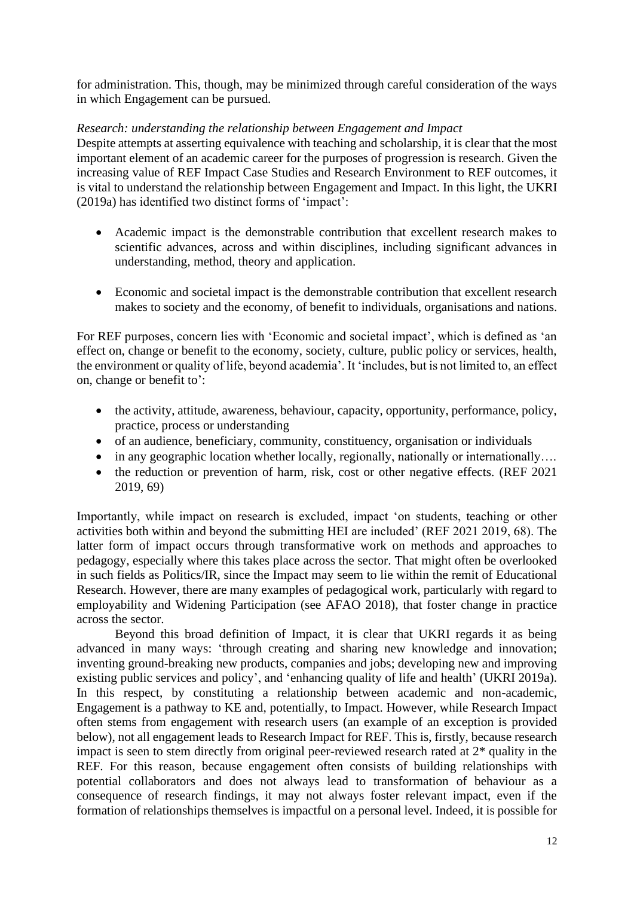for administration. This, though, may be minimized through careful consideration of the ways in which Engagement can be pursued.

*Research: understanding the relationship between Engagement and Impact*

Despite attempts at asserting equivalence with teaching and scholarship, it is clear that the most important element of an academic career for the purposes of progression is research. Given the increasing value of REF Impact Case Studies and Research Environment to REF outcomes, it is vital to understand the relationship between Engagement and Impact. In this light, the UKRI (2019a) has identified two distinct forms of 'impact':

- Academic impact is the demonstrable contribution that excellent research makes to scientific advances, across and within disciplines, including significant advances in understanding, method, theory and application.

- Economic and societal impact is the demonstrable contribution that excellent research makes to society and the economy, of benefit to individuals, organisations and nations.

For REF purposes, concern lies with 'Economic and societal impact', which is defined as 'an effect on, change or benefit to the economy, society, culture, public policy or services, health, the environment or quality of life, beyond academia'. It 'includes, but is not limited to, an effect on, change or benefit to':

- the activity, attitude, awareness, behaviour, capacity, opportunity, performance, policy, practice, process or understanding
- of an audience, beneficiary, community, constituency, organisation or individuals
- in any geographic location whether locally, regionally, nationally or internationally….
- the reduction or prevention of harm, risk, cost or other negative effects. (REF 2021 2019, 69)

Importantly, while impact on research is excluded, impact 'on students, teaching or other activities both within and beyond the submitting HEI are included' (REF 2021 2019, 68). The latter form of impact occurs through transformative work on methods and approaches to pedagogy, especially where this takes place across the sector. That might often be overlooked in such fields as Politics/IR, since the Impact may seem to lie within the remit of Educational Research. However, there are many examples of pedagogical work, particularly with regard to employability and Widening Participation (see AFAO 2018), that foster change in practice across the sector.

Beyond this broad definition of Impact, it is clear that UKRI regards it as being advanced in many ways: 'through creating and sharing new knowledge and innovation; inventing ground-breaking new products, companies and jobs; developing new and improving existing public services and policy', and 'enhancing quality of life and health' (UKRI 2019a). In this respect, by constituting a relationship between academic and non-academic, Engagement is a pathway to KE and, potentially, to Impact. However, while Research Impact often stems from engagement with research users (an example of an exception is provided below), not all engagement leads to Research Impact for REF. This is, firstly, because research impact is seen to stem directly from original peer-reviewed research rated at 2* quality in the REF. For this reason, because engagement often consists of building relationships with potential collaborators and does not always lead to transformation of behaviour as a consequence of research findings, it may not always foster relevant impact, even if the formation of relationships themselves is impactful on a personal level. Indeed, it is possible for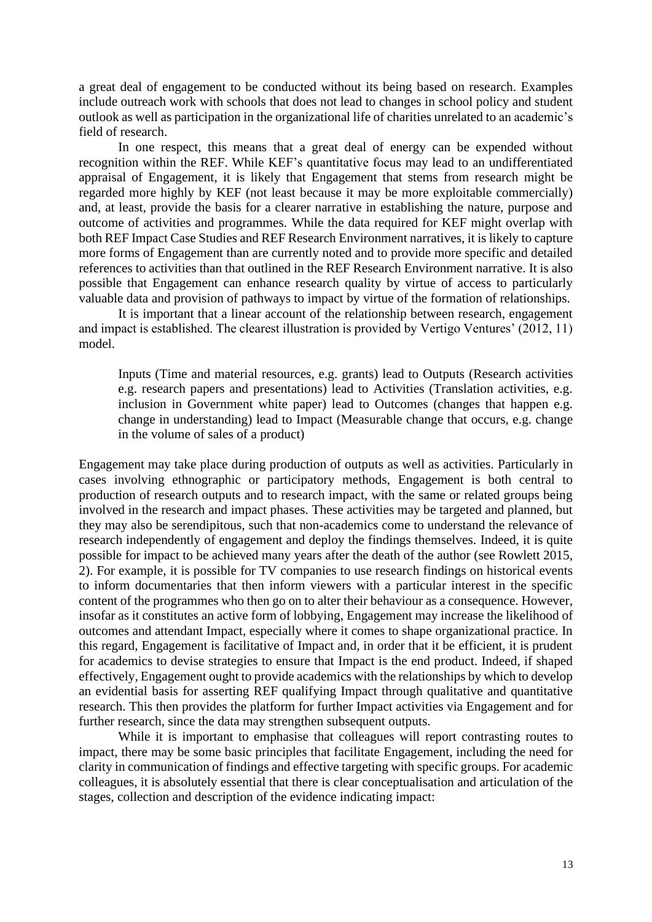a great deal of engagement to be conducted without its being based on research. Examples include outreach work with schools that does not lead to changes in school policy and student outlook as well as participation in the organizational life of charities unrelated to an academic's field of research.

In one respect, this means that a great deal of energy can be expended without recognition within the REF. While KEF's quantitative focus may lead to an undifferentiated appraisal of Engagement, it is likely that Engagement that stems from research might be regarded more highly by KEF (not least because it may be more exploitable commercially) and, at least, provide the basis for a clearer narrative in establishing the nature, purpose and outcome of activities and programmes. While the data required for KEF might overlap with both REF Impact Case Studies and REF Research Environment narratives, it is likely to capture more forms of Engagement than are currently noted and to provide more specific and detailed references to activities than that outlined in the REF Research Environment narrative. It is also possible that Engagement can enhance research quality by virtue of access to particularly valuable data and provision of pathways to impact by virtue of the formation of relationships.

It is important that a linear account of the relationship between research, engagement and impact is established. The clearest illustration is provided by Vertigo Ventures' (2012, 11) model.

> Inputs (Time and material resources, e.g. grants) lead to Outputs (Research activities e.g. research papers and presentations) lead to Activities (Translation activities, e.g. inclusion in Government white paper) lead to Outcomes (changes that happen e.g. change in understanding) lead to Impact (Measurable change that occurs, e.g. change in the volume of sales of a product)

Engagement may take place during production of outputs as well as activities. Particularly in cases involving ethnographic or participatory methods, Engagement is both central to production of research outputs and to research impact, with the same or related groups being involved in the research and impact phases. These activities may be targeted and planned, but they may also be serendipitous, such that non-academics come to understand the relevance of research independently of engagement and deploy the findings themselves. Indeed, it is quite possible for impact to be achieved many years after the death of the author (see Rowlett 2015, 2). For example, it is possible for TV companies to use research findings on historical events to inform documentaries that then inform viewers with a particular interest in the specific content of the programmes who then go on to alter their behaviour as a consequence. However, insofar as it constitutes an active form of lobbying, Engagement may increase the likelihood of outcomes and attendant Impact, especially where it comes to shape organizational practice. In this regard, Engagement is facilitative of Impact and, in order that it be efficient, it is prudent for academics to devise strategies to ensure that Impact is the end product. Indeed, if shaped effectively, Engagement ought to provide academics with the relationships by which to develop an evidential basis for asserting REF qualifying Impact through qualitative and quantitative research. This then provides the platform for further Impact activities via Engagement and for further research, since the data may strengthen subsequent outputs.

While it is important to emphasise that colleagues will report contrasting routes to impact, there may be some basic principles that facilitate Engagement, including the need for clarity in communication of findings and effective targeting with specific groups. For academic colleagues, it is absolutely essential that there is clear conceptualisation and articulation of the stages, collection and description of the evidence indicating impact: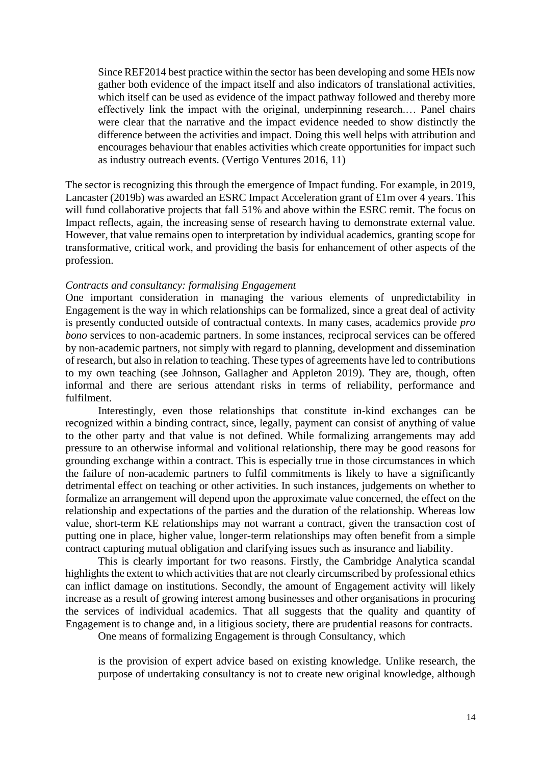> Since REF2014 best practice within the sector has been developing and some HEIs now gather both evidence of the impact itself and also indicators of translational activities, which itself can be used as evidence of the impact pathway followed and thereby more effectively link the impact with the original, underpinning research.… Panel chairs were clear that the narrative and the impact evidence needed to show distinctly the difference between the activities and impact. Doing this well helps with attribution and encourages behaviour that enables activities which create opportunities for impact such as industry outreach events. (Vertigo Ventures 2016, 11)

The sector is recognizing this through the emergence of Impact funding. For example, in 2019, Lancaster (2019b) was awarded an ESRC Impact Acceleration grant of £1m over 4 years. This will fund collaborative projects that fall 51% and above within the ESRC remit. The focus on Impact reflects, again, the increasing sense of research having to demonstrate external value. However, that value remains open to interpretation by individual academics, granting scope for transformative, critical work, and providing the basis for enhancement of other aspects of the profession.

*Contracts and consultancy: formalising Engagement*

One important consideration in managing the various elements of unpredictability in Engagement is the way in which relationships can be formalized, since a great deal of activity is presently conducted outside of contractual contexts. In many cases, academics provide *pro bono* services to non-academic partners. In some instances, reciprocal services can be offered by non-academic partners, not simply with regard to planning, development and dissemination of research, but also in relation to teaching. These types of agreements have led to contributions to my own teaching (see Johnson, Gallagher and Appleton 2019). They are, though, often informal and there are serious attendant risks in terms of reliability, performance and fulfilment.

Interestingly, even those relationships that constitute in-kind exchanges can be recognized within a binding contract, since, legally, payment can consist of anything of value to the other party and that value is not defined. While formalizing arrangements may add pressure to an otherwise informal and volitional relationship, there may be good reasons for grounding exchange within a contract. This is especially true in those circumstances in which the failure of non-academic partners to fulfil commitments is likely to have a significantly detrimental effect on teaching or other activities. In such instances, judgements on whether to formalize an arrangement will depend upon the approximate value concerned, the effect on the relationship and expectations of the parties and the duration of the relationship. Whereas low value, short-term KE relationships may not warrant a contract, given the transaction cost of putting one in place, higher value, longer-term relationships may often benefit from a simple contract capturing mutual obligation and clarifying issues such as insurance and liability.

This is clearly important for two reasons. Firstly, the Cambridge Analytica scandal highlights the extent to which activities that are not clearly circumscribed by professional ethics can inflict damage on institutions. Secondly, the amount of Engagement activity will likely increase as a result of growing interest among businesses and other organisations in procuring the services of individual academics. That all suggests that the quality and quantity of Engagement is to change and, in a litigious society, there are prudential reasons for contracts.

One means of formalizing Engagement is through Consultancy, which

> is the provision of expert advice based on existing knowledge. Unlike research, the purpose of undertaking consultancy is not to create new original knowledge, although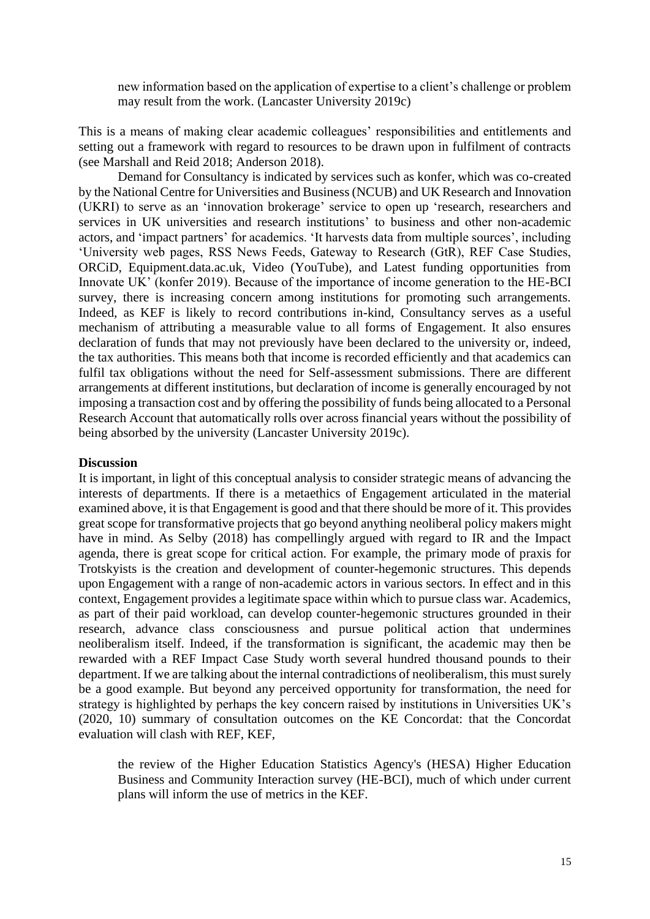> new information based on the application of expertise to a client's challenge or problem may result from the work. (Lancaster University 2019c)

This is a means of making clear academic colleagues' responsibilities and entitlements and setting out a framework with regard to resources to be drawn upon in fulfilment of contracts (see Marshall and Reid 2018; Anderson 2018).

Demand for Consultancy is indicated by services such as konfer, which was co-created by the National Centre for Universities and Business (NCUB) and UK Research and Innovation (UKRI) to serve as an 'innovation brokerage' service to open up 'research, researchers and services in UK universities and research institutions' to business and other non-academic actors, and 'impact partners' for academics. 'It harvests data from multiple sources', including 'University web pages, RSS News Feeds, Gateway to Research (GtR), REF Case Studies, ORCiD, Equipment.data.ac.uk, Video (YouTube), and Latest funding opportunities from Innovate UK' (konfer 2019). Because of the importance of income generation to the HE-BCI survey, there is increasing concern among institutions for promoting such arrangements. Indeed, as KEF is likely to record contributions in-kind, Consultancy serves as a useful mechanism of attributing a measurable value to all forms of Engagement. It also ensures declaration of funds that may not previously have been declared to the university or, indeed, the tax authorities. This means both that income is recorded efficiently and that academics can fulfil tax obligations without the need for Self-assessment submissions. There are different arrangements at different institutions, but declaration of income is generally encouraged by not imposing a transaction cost and by offering the possibility of funds being allocated to a Personal Research Account that automatically rolls over across financial years without the possibility of being absorbed by the university (Lancaster University 2019c).

## Discussion

It is important, in light of this conceptual analysis to consider strategic means of advancing the interests of departments. If there is a metaethics of Engagement articulated in the material examined above, it is that Engagement is good and that there should be more of it. This provides great scope for transformative projects that go beyond anything neoliberal policy makers might have in mind. As Selby (2018) has compellingly argued with regard to IR and the Impact agenda, there is great scope for critical action. For example, the primary mode of praxis for Trotskyists is the creation and development of counter-hegemonic structures. This depends upon Engagement with a range of non-academic actors in various sectors. In effect and in this context, Engagement provides a legitimate space within which to pursue class war. Academics, as part of their paid workload, can develop counter-hegemonic structures grounded in their research, advance class consciousness and pursue political action that undermines neoliberalism itself. Indeed, if the transformation is significant, the academic may then be rewarded with a REF Impact Case Study worth several hundred thousand pounds to their department. If we are talking about the internal contradictions of neoliberalism, this must surely be a good example. But beyond any perceived opportunity for transformation, the need for strategy is highlighted by perhaps the key concern raised by institutions in Universities UK's (2020, 10) summary of consultation outcomes on the KE Concordat: that the Concordat evaluation will clash with REF, KEF,

> the review of the Higher Education Statistics Agency's (HESA) Higher Education Business and Community Interaction survey (HE-BCI), much of which under current plans will inform the use of metrics in the KEF.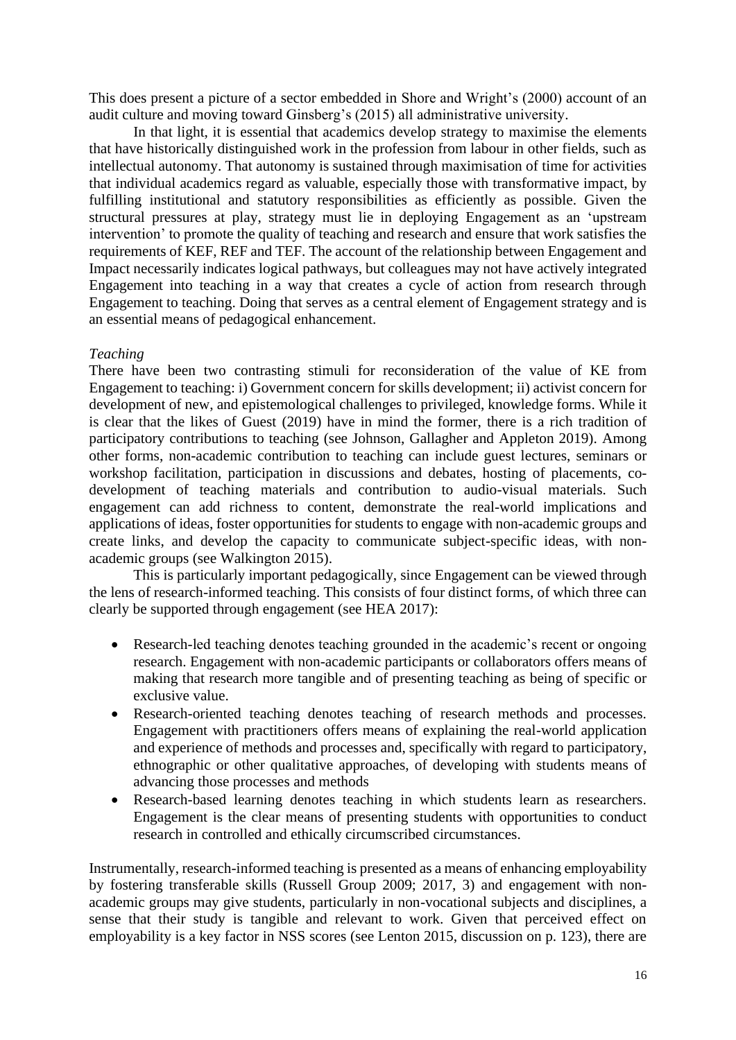This does present a picture of a sector embedded in Shore and Wright's (2000) account of an audit culture and moving toward Ginsberg's (2015) all administrative university.

In that light, it is essential that academics develop strategy to maximise the elements that have historically distinguished work in the profession from labour in other fields, such as intellectual autonomy. That autonomy is sustained through maximisation of time for activities that individual academics regard as valuable, especially those with transformative impact, by fulfilling institutional and statutory responsibilities as efficiently as possible. Given the structural pressures at play, strategy must lie in deploying Engagement as an 'upstream intervention' to promote the quality of teaching and research and ensure that work satisfies the requirements of KEF, REF and TEF. The account of the relationship between Engagement and Impact necessarily indicates logical pathways, but colleagues may not have actively integrated Engagement into teaching in a way that creates a cycle of action from research through Engagement to teaching. Doing that serves as a central element of Engagement strategy and is an essential means of pedagogical enhancement.

*Teaching*

There have been two contrasting stimuli for reconsideration of the value of KE from Engagement to teaching: i) Government concern for skills development; ii) activist concern for development of new, and epistemological challenges to privileged, knowledge forms. While it is clear that the likes of Guest (2019) have in mind the former, there is a rich tradition of participatory contributions to teaching (see Johnson, Gallagher and Appleton 2019). Among other forms, non-academic contribution to teaching can include guest lectures, seminars or workshop facilitation, participation in discussions and debates, hosting of placements, co-development of teaching materials and contribution to audio-visual materials. Such engagement can add richness to content, demonstrate the real-world implications and applications of ideas, foster opportunities for students to engage with non-academic groups and create links, and develop the capacity to communicate subject-specific ideas, with non-academic groups (see Walkington 2015).

This is particularly important pedagogically, since Engagement can be viewed through the lens of research-informed teaching. This consists of four distinct forms, of which three can clearly be supported through engagement (see HEA 2017):

- Research-led teaching denotes teaching grounded in the academic's recent or ongoing research. Engagement with non-academic participants or collaborators offers means of making that research more tangible and of presenting teaching as being of specific or exclusive value.
- Research-oriented teaching denotes teaching of research methods and processes. Engagement with practitioners offers means of explaining the real-world application and experience of methods and processes and, specifically with regard to participatory, ethnographic or other qualitative approaches, of developing with students means of advancing those processes and methods
- Research-based learning denotes teaching in which students learn as researchers. Engagement is the clear means of presenting students with opportunities to conduct research in controlled and ethically circumscribed circumstances.

Instrumentally, research-informed teaching is presented as a means of enhancing employability by fostering transferable skills (Russell Group 2009; 2017, 3) and engagement with non-academic groups may give students, particularly in non-vocational subjects and disciplines, a sense that their study is tangible and relevant to work. Given that perceived effect on employability is a key factor in NSS scores (see Lenton 2015, discussion on p. 123), there are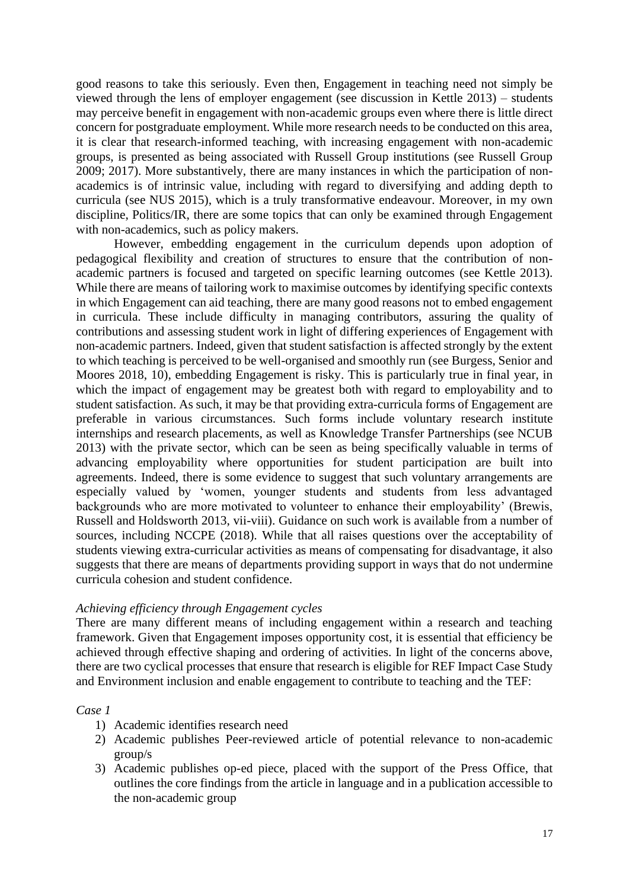good reasons to take this seriously. Even then, Engagement in teaching need not simply be viewed through the lens of employer engagement (see discussion in Kettle 2013) – students may perceive benefit in engagement with non-academic groups even where there is little direct concern for postgraduate employment. While more research needs to be conducted on this area, it is clear that research-informed teaching, with increasing engagement with non-academic groups, is presented as being associated with Russell Group institutions (see Russell Group 2009; 2017). More substantively, there are many instances in which the participation of non-academics is of intrinsic value, including with regard to diversifying and adding depth to curricula (see NUS 2015), which is a truly transformative endeavour. Moreover, in my own discipline, Politics/IR, there are some topics that can only be examined through Engagement with non-academics, such as policy makers.

However, embedding engagement in the curriculum depends upon adoption of pedagogical flexibility and creation of structures to ensure that the contribution of non-academic partners is focused and targeted on specific learning outcomes (see Kettle 2013). While there are means of tailoring work to maximise outcomes by identifying specific contexts in which Engagement can aid teaching, there are many good reasons not to embed engagement in curricula. These include difficulty in managing contributors, assuring the quality of contributions and assessing student work in light of differing experiences of Engagement with non-academic partners. Indeed, given that student satisfaction is affected strongly by the extent to which teaching is perceived to be well-organised and smoothly run (see Burgess, Senior and Moores 2018, 10), embedding Engagement is risky. This is particularly true in final year, in which the impact of engagement may be greatest both with regard to employability and to student satisfaction. As such, it may be that providing extra-curricula forms of Engagement are preferable in various circumstances. Such forms include voluntary research institute internships and research placements, as well as Knowledge Transfer Partnerships (see NCUB 2013) with the private sector, which can be seen as being specifically valuable in terms of advancing employability where opportunities for student participation are built into agreements. Indeed, there is some evidence to suggest that such voluntary arrangements are especially valued by 'women, younger students and students from less advantaged backgrounds who are more motivated to volunteer to enhance their employability' (Brewis, Russell and Holdsworth 2013, vii-viii). Guidance on such work is available from a number of sources, including NCCPE (2018). While that all raises questions over the acceptability of students viewing extra-curricular activities as means of compensating for disadvantage, it also suggests that there are means of departments providing support in ways that do not undermine curricula cohesion and student confidence.

*Achieving efficiency through Engagement cycles*

There are many different means of including engagement within a research and teaching framework. Given that Engagement imposes opportunity cost, it is essential that efficiency be achieved through effective shaping and ordering of activities. In light of the concerns above, there are two cyclical processes that ensure that research is eligible for REF Impact Case Study and Environment inclusion and enable engagement to contribute to teaching and the TEF:

*Case 1*

1) Academic identifies research need
2) Academic publishes Peer-reviewed article of potential relevance to non-academic group/s
3) Academic publishes op-ed piece, placed with the support of the Press Office, that outlines the core findings from the article in language and in a publication accessible to the non-academic group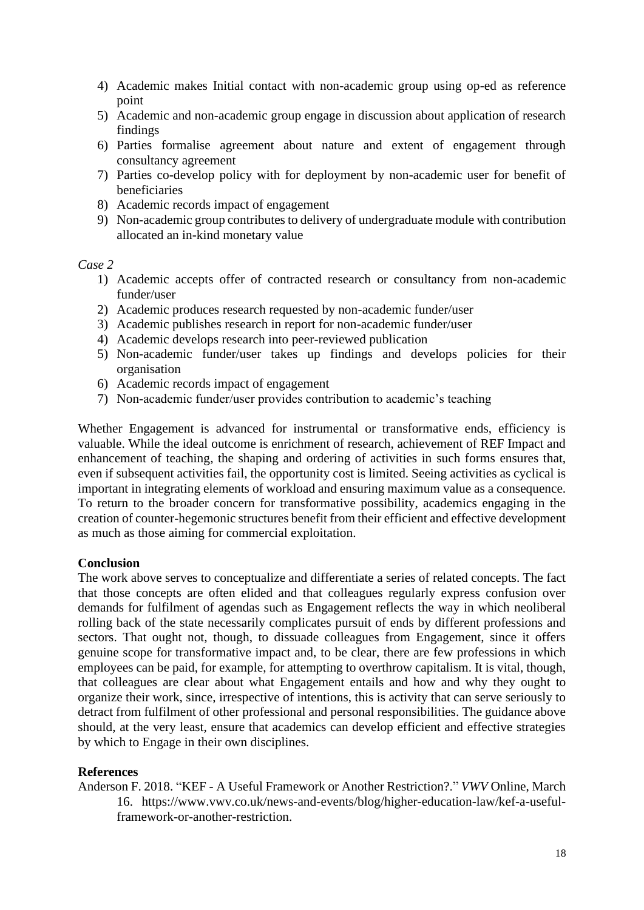4) Academic makes Initial contact with non-academic group using op-ed as reference point
5) Academic and non-academic group engage in discussion about application of research findings
6) Parties formalise agreement about nature and extent of engagement through consultancy agreement
7) Parties co-develop policy with for deployment by non-academic user for benefit of beneficiaries
8) Academic records impact of engagement
9) Non-academic group contributes to delivery of undergraduate module with contribution allocated an in-kind monetary value

*Case 2*

1) Academic accepts offer of contracted research or consultancy from non-academic funder/user
2) Academic produces research requested by non-academic funder/user
3) Academic publishes research in report for non-academic funder/user
4) Academic develops research into peer-reviewed publication
5) Non-academic funder/user takes up findings and develops policies for their organisation
6) Academic records impact of engagement
7) Non-academic funder/user provides contribution to academic's teaching

Whether Engagement is advanced for instrumental or transformative ends, efficiency is valuable. While the ideal outcome is enrichment of research, achievement of REF Impact and enhancement of teaching, the shaping and ordering of activities in such forms ensures that, even if subsequent activities fail, the opportunity cost is limited. Seeing activities as cyclical is important in integrating elements of workload and ensuring maximum value as a consequence. To return to the broader concern for transformative possibility, academics engaging in the creation of counter-hegemonic structures benefit from their efficient and effective development as much as those aiming for commercial exploitation.

**Conclusion**

The work above serves to conceptualize and differentiate a series of related concepts. The fact that those concepts are often elided and that colleagues regularly express confusion over demands for fulfilment of agendas such as Engagement reflects the way in which neoliberal rolling back of the state necessarily complicates pursuit of ends by different professions and sectors. That ought not, though, to dissuade colleagues from Engagement, since it offers genuine scope for transformative impact and, to be clear, there are few professions in which employees can be paid, for example, for attempting to overthrow capitalism. It is vital, though, that colleagues are clear about what Engagement entails and how and why they ought to organize their work, since, irrespective of intentions, this is activity that can serve seriously to detract from fulfilment of other professional and personal responsibilities. The guidance above should, at the very least, ensure that academics can develop efficient and effective strategies by which to Engage in their own disciplines.

**References**

Anderson F. 2018. "KEF - A Useful Framework or Another Restriction?." *VWV* Online, March 16. https://www.vwv.co.uk/news-and-events/blog/higher-education-law/kef-a-useful-framework-or-another-restriction.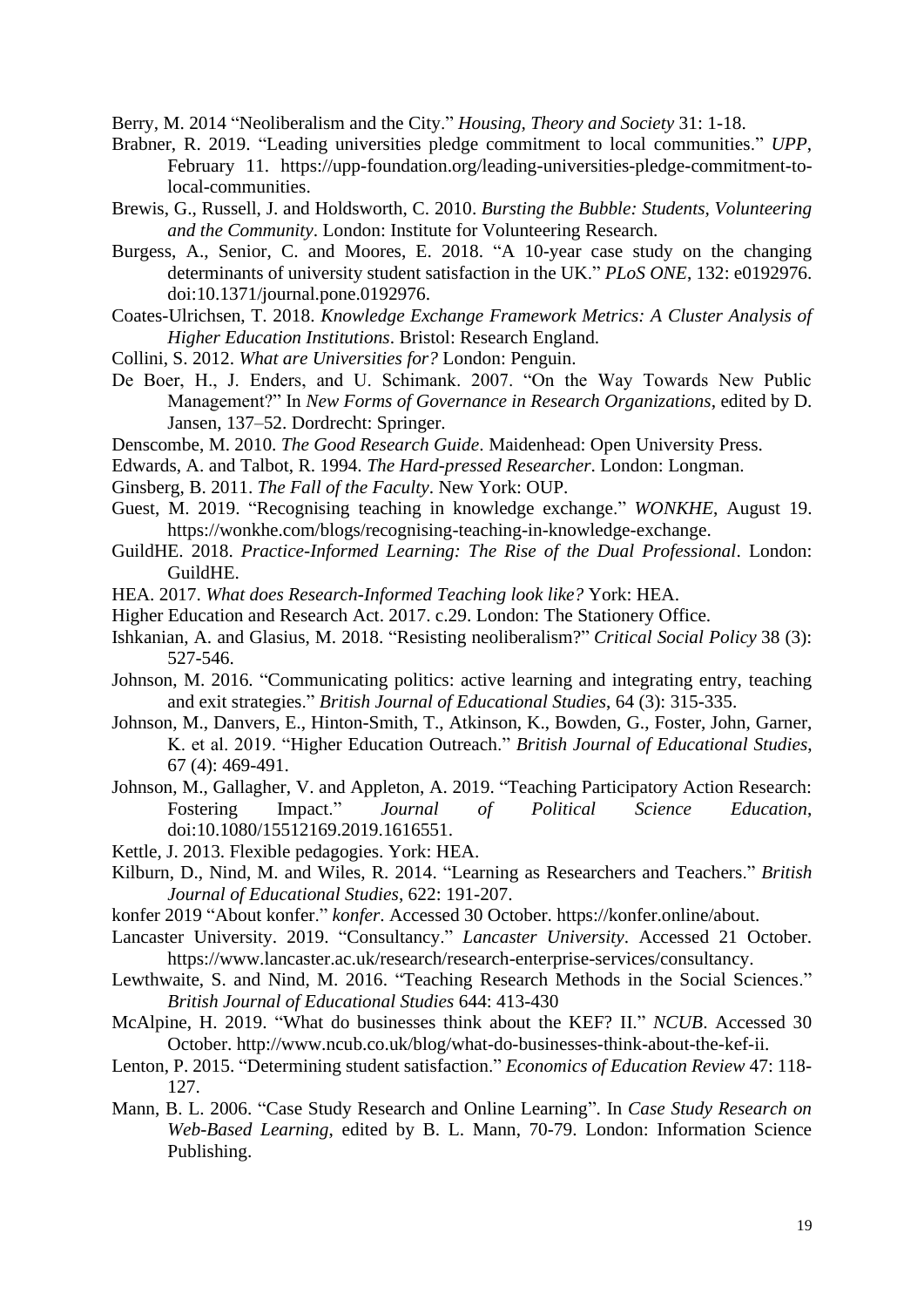Berry, M. 2014 “Neoliberalism and the City.” *Housing, Theory and Society* 31: 1-18.

Brabner, R. 2019. “Leading universities pledge commitment to local communities.” *UPP*, February 11. https://upp-foundation.org/leading-universities-pledge-commitment-to-local-communities.

Brewis, G., Russell, J. and Holdsworth, C. 2010. *Bursting the Bubble: Students, Volunteering and the Community*. London: Institute for Volunteering Research.

Burgess, A., Senior, C. and Moores, E. 2018. “A 10-year case study on the changing determinants of university student satisfaction in the UK.” *PLoS ONE*, 132: e0192976. doi:10.1371/journal.pone.0192976.

Coates-Ulrichsen, T. 2018. *Knowledge Exchange Framework Metrics: A Cluster Analysis of Higher Education Institutions*. Bristol: Research England.

Collini, S. 2012. *What are Universities for?* London: Penguin.

De Boer, H., J. Enders, and U. Schimank. 2007. “On the Way Towards New Public Management?” In *New Forms of Governance in Research Organizations*, edited by D. Jansen, 137–52. Dordrecht: Springer.

Denscombe, M. 2010. *The Good Research Guide*. Maidenhead: Open University Press.

Edwards, A. and Talbot, R. 1994. *The Hard-pressed Researcher*. London: Longman.

Ginsberg, B. 2011. *The Fall of the Faculty*. New York: OUP.

Guest, M. 2019. “Recognising teaching in knowledge exchange.” *WONKHE*, August 19. https://wonkhe.com/blogs/recognising-teaching-in-knowledge-exchange.

GuildHE. 2018. *Practice-Informed Learning: The Rise of the Dual Professional*. London: GuildHE.

HEA. 2017. *What does Research-Informed Teaching look like?* York: HEA.

Higher Education and Research Act. 2017. c.29. London: The Stationery Office.

Ishkanian, A. and Glasius, M. 2018. “Resisting neoliberalism?” *Critical Social Policy* 38 (3): 527-546.

Johnson, M. 2016. “Communicating politics: active learning and integrating entry, teaching and exit strategies.” *British Journal of Educational Studies*, 64 (3): 315-335.

Johnson, M., Danvers, E., Hinton-Smith, T., Atkinson, K., Bowden, G., Foster, John, Garner, K. et al. 2019. “Higher Education Outreach.” *British Journal of Educational Studies*, 67 (4): 469-491.

Johnson, M., Gallagher, V. and Appleton, A. 2019. “Teaching Participatory Action Research: Fostering Impact.” *Journal of Political Science Education*, doi:10.1080/15512169.2019.1616551.

Kettle, J. 2013. Flexible pedagogies. York: HEA.

Kilburn, D., Nind, M. and Wiles, R. 2014. “Learning as Researchers and Teachers.” *British Journal of Educational Studies*, 622: 191-207.

konfer 2019 “About konfer.” *konfer*. Accessed 30 October. https://konfer.online/about.

Lancaster University. 2019. “Consultancy.” *Lancaster University*. Accessed 21 October. https://www.lancaster.ac.uk/research/research-enterprise-services/consultancy.

Lewthwaite, S. and Nind, M. 2016. “Teaching Research Methods in the Social Sciences.” *British Journal of Educational Studies* 644: 413-430

McAlpine, H. 2019. “What do businesses think about the KEF? II.” *NCUB*. Accessed 30 October. http://www.ncub.co.uk/blog/what-do-businesses-think-about-the-kef-ii.

Lenton, P. 2015. “Determining student satisfaction.” *Economics of Education Review* 47: 118-127.

Mann, B. L. 2006. “Case Study Research and Online Learning”. In *Case Study Research on Web-Based Learning*, edited by B. L. Mann, 70-79. London: Information Science Publishing.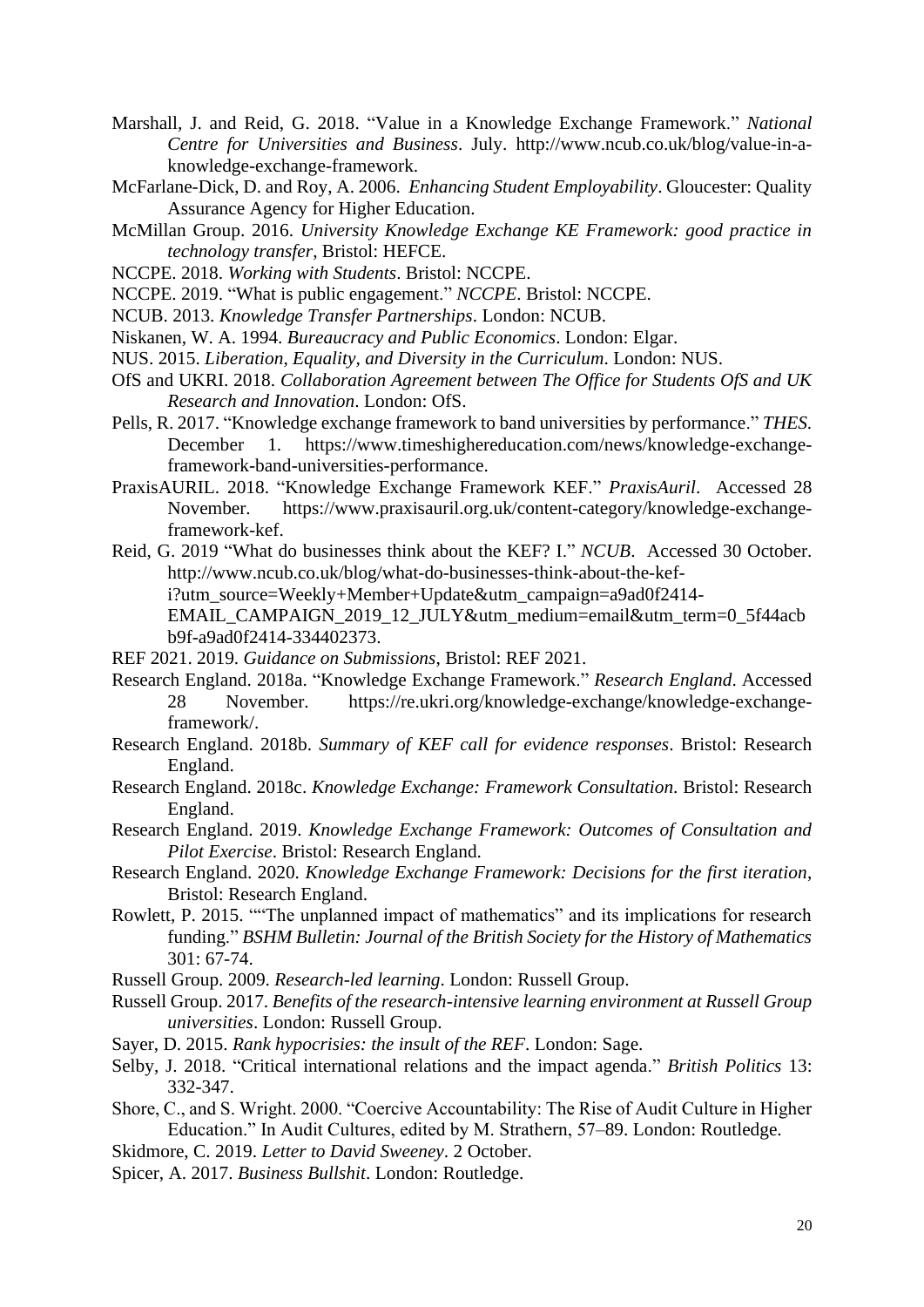Marshall, J. and Reid, G. 2018. "Value in a Knowledge Exchange Framework." *National Centre for Universities and Business*. July. http://www.ncub.co.uk/blog/value-in-a-knowledge-exchange-framework.

McFarlane-Dick, D. and Roy, A. 2006. *Enhancing Student Employability*. Gloucester: Quality Assurance Agency for Higher Education.

McMillan Group. 2016. *University Knowledge Exchange KE Framework: good practice in technology transfer*, Bristol: HEFCE.

NCCPE. 2018. *Working with Students*. Bristol: NCCPE.

NCCPE. 2019. "What is public engagement." *NCCPE*. Bristol: NCCPE.

NCUB. 2013. *Knowledge Transfer Partnerships*. London: NCUB.

Niskanen, W. A. 1994. *Bureaucracy and Public Economics*. London: Elgar.

NUS. 2015. *Liberation, Equality, and Diversity in the Curriculum*. London: NUS.

OfS and UKRI. 2018. *Collaboration Agreement between The Office for Students OfS and UK Research and Innovation*. London: OfS.

Pells, R. 2017. "Knowledge exchange framework to band universities by performance." *THES*. December 1. https://www.timeshighereducation.com/news/knowledge-exchange-framework-band-universities-performance.

PraxisAURIL. 2018. "Knowledge Exchange Framework KEF." *PraxisAuril*. Accessed 28 November. https://www.praxisauril.org.uk/content-category/knowledge-exchange-framework-kef.

Reid, G. 2019 "What do businesses think about the KEF? I." *NCUB*. Accessed 30 October. http://www.ncub.co.uk/blog/what-do-businesses-think-about-the-kef-i?utm_source=Weekly+Member+Update&utm_campaign=a9ad0f2414-EMAIL_CAMPAIGN_2019_12_JULY&utm_medium=email&utm_term=0_5f44acbb9f-a9ad0f2414-334402373.

REF 2021. 2019. *Guidance on Submissions*, Bristol: REF 2021.

Research England. 2018a. "Knowledge Exchange Framework." *Research England*. Accessed 28 November. https://re.ukri.org/knowledge-exchange/knowledge-exchange-framework/.

Research England. 2018b. *Summary of KEF call for evidence responses*. Bristol: Research England.

Research England. 2018c. *Knowledge Exchange: Framework Consultation*. Bristol: Research England.

Research England. 2019. *Knowledge Exchange Framework: Outcomes of Consultation and Pilot Exercise*. Bristol: Research England.

Research England. 2020. *Knowledge Exchange Framework: Decisions for the first iteration*, Bristol: Research England.

Rowlett, P. 2015. ""The unplanned impact of mathematics" and its implications for research funding." *BSHM Bulletin: Journal of the British Society for the History of Mathematics* 301: 67-74.

Russell Group. 2009. *Research-led learning*. London: Russell Group.

Russell Group. 2017. *Benefits of the research-intensive learning environment at Russell Group universities*. London: Russell Group.

Sayer, D. 2015. *Rank hypocrisies: the insult of the REF*. London: Sage.

Selby, J. 2018. "Critical international relations and the impact agenda." *British Politics* 13: 332-347.

Shore, C., and S. Wright. 2000. "Coercive Accountability: The Rise of Audit Culture in Higher Education." In Audit Cultures, edited by M. Strathern, 57–89. London: Routledge.

Skidmore, C. 2019. *Letter to David Sweeney*. 2 October.

Spicer, A. 2017. *Business Bullshit*. London: Routledge.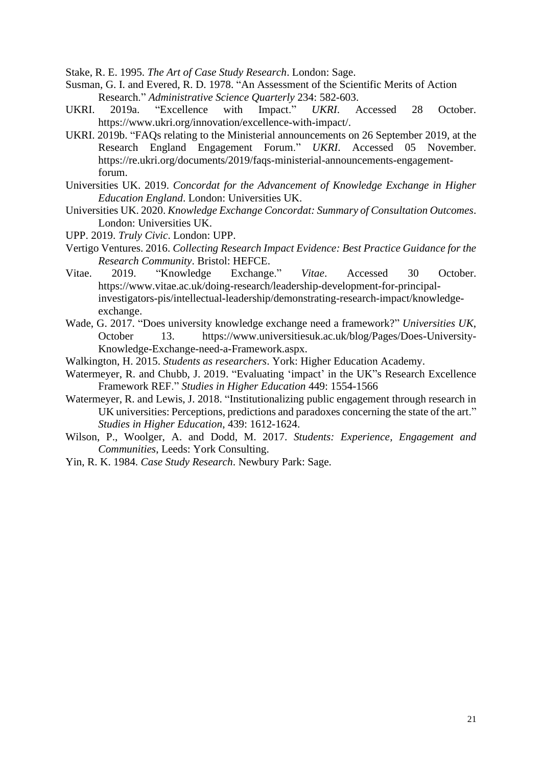Stake, R. E. 1995. *The Art of Case Study Research*. London: Sage.

Susman, G. I. and Evered, R. D. 1978. "An Assessment of the Scientific Merits of Action Research." *Administrative Science Quarterly* 234: 582-603.

UKRI. 2019a. "Excellence with Impact." *UKRI*. Accessed 28 October. https://www.ukri.org/innovation/excellence-with-impact/.

UKRI. 2019b. "FAQs relating to the Ministerial announcements on 26 September 2019, at the Research England Engagement Forum." *UKRI*. Accessed 05 November. https://re.ukri.org/documents/2019/faqs-ministerial-announcements-engagement-forum.

Universities UK. 2019. *Concordat for the Advancement of Knowledge Exchange in Higher Education England*. London: Universities UK.

Universities UK. 2020. *Knowledge Exchange Concordat: Summary of Consultation Outcomes*. London: Universities UK.

UPP. 2019. *Truly Civic*. London: UPP.

Vertigo Ventures. 2016. *Collecting Research Impact Evidence: Best Practice Guidance for the Research Community*. Bristol: HEFCE.

Vitae. 2019. "Knowledge Exchange." *Vitae*. Accessed 30 October. https://www.vitae.ac.uk/doing-research/leadership-development-for-principal-investigators-pis/intellectual-leadership/demonstrating-research-impact/knowledge-exchange.

Wade, G. 2017. "Does university knowledge exchange need a framework?" *Universities UK*, October 13. https://www.universitiesuk.ac.uk/blog/Pages/Does-University-Knowledge-Exchange-need-a-Framework.aspx.

Walkington, H. 2015. *Students as researchers*. York: Higher Education Academy.

Watermeyer, R. and Chubb, J. 2019. "Evaluating 'impact' in the UK"s Research Excellence Framework REF." *Studies in Higher Education* 449: 1554-1566

Watermeyer, R. and Lewis, J. 2018. "Institutionalizing public engagement through research in UK universities: Perceptions, predictions and paradoxes concerning the state of the art." *Studies in Higher Education*, 439: 1612-1624.

Wilson, P., Woolger, A. and Dodd, M. 2017. *Students: Experience, Engagement and Communities*, Leeds: York Consulting.

Yin, R. K. 1984. *Case Study Research*. Newbury Park: Sage.